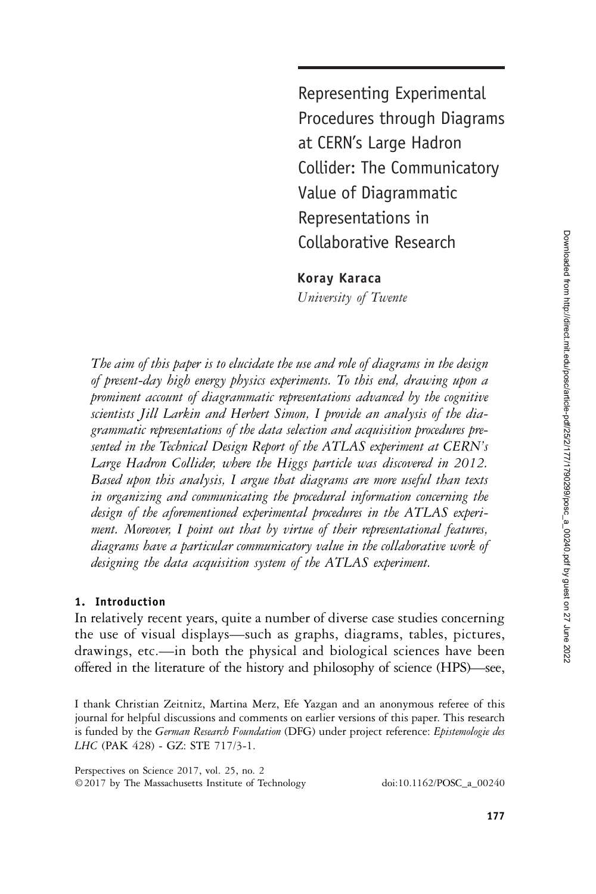# Representing Experimental Procedures through Diagrams at CERN's Large Hadron Collider: The Communicatory Value of Diagrammatic Representations in Collaborative Research

**Koray Karaca**
*University of Twente*

*The aim of this paper is to elucidate the use and role of diagrams in the design of present-day high energy physics experiments. To this end, drawing upon a prominent account of diagrammatic representations advanced by the cognitive scientists Jill Larkin and Herbert Simon, I provide an analysis of the diagrammatic representations of the data selection and acquisition procedures presented in the Technical Design Report of the ATLAS experiment at CERN's Large Hadron Collider, where the Higgs particle was discovered in 2012. Based upon this analysis, I argue that diagrams are more useful than texts in organizing and communicating the procedural information concerning the design of the aforementioned experimental procedures in the ATLAS experiment. Moreover, I point out that by virtue of their representational features, diagrams have a particular communicatory value in the collaborative work of designing the data acquisition system of the ATLAS experiment.*

## 1. Introduction

In relatively recent years, quite a number of diverse case studies concerning the use of visual displays—such as graphs, diagrams, tables, pictures, drawings, etc.—in both the physical and biological sciences have been offered in the literature of the history and philosophy of science (HPS)—see,

I thank Christian Zeitnitz, Martina Merz, Efe Yazgan and an anonymous referee of this journal for helpful discussions and comments on earlier versions of this paper. This research is funded by the *German Research Foundation* (DFG) under project reference: *Epistemologie des LHC* (PAK 428) - GZ: STE 717/3-1.

Perspectives on Science 2017, vol. 25, no. 2
© 2017 by The Massachusetts Institute of Technology doi:10.1162/POSC_a_00240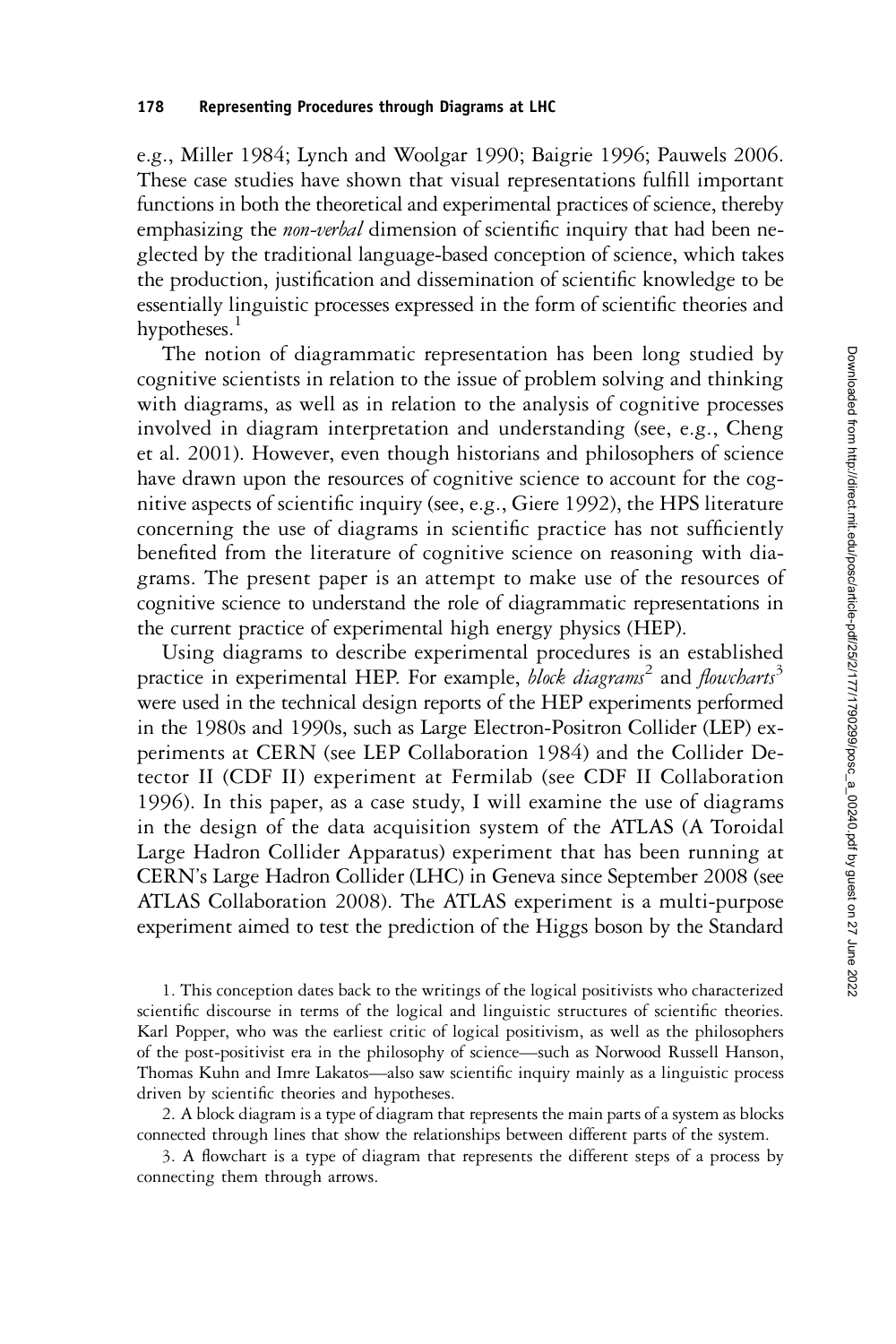e.g., Miller 1984; Lynch and Woolgar 1990; Baigrie 1996; Pauwels 2006. These case studies have shown that visual representations fulfill important functions in both the theoretical and experimental practices of science, thereby emphasizing the *non-verbal* dimension of scientific inquiry that had been neglected by the traditional language-based conception of science, which takes the production, justification and dissemination of scientific knowledge to be essentially linguistic processes expressed in the form of scientific theories and hypotheses.[1]

The notion of diagrammatic representation has been long studied by cognitive scientists in relation to the issue of problem solving and thinking with diagrams, as well as in relation to the analysis of cognitive processes involved in diagram interpretation and understanding (see, e.g., Cheng et al. 2001). However, even though historians and philosophers of science have drawn upon the resources of cognitive science to account for the cognitive aspects of scientific inquiry (see, e.g., Giere 1992), the HPS literature concerning the use of diagrams in scientific practice has not sufficiently benefited from the literature of cognitive science on reasoning with diagrams. The present paper is an attempt to make use of the resources of cognitive science to understand the role of diagrammatic representations in the current practice of experimental high energy physics (HEP).

Using diagrams to describe experimental procedures is an established practice in experimental HEP. For example, *block diagrams*[2] and *flowcharts*[3] were used in the technical design reports of the HEP experiments performed in the 1980s and 1990s, such as Large Electron-Positron Collider (LEP) experiments at CERN (see LEP Collaboration 1984) and the Collider Detector II (CDF II) experiment at Fermilab (see CDF II Collaboration 1996). In this paper, as a case study, I will examine the use of diagrams in the design of the data acquisition system of the ATLAS (A Toroidal Large Hadron Collider Apparatus) experiment that has been running at CERN's Large Hadron Collider (LHC) in Geneva since September 2008 (see ATLAS Collaboration 2008). The ATLAS experiment is a multi-purpose experiment aimed to test the prediction of the Higgs boson by the Standard

1. This conception dates back to the writings of the logical positivists who characterized scientific discourse in terms of the logical and linguistic structures of scientific theories. Karl Popper, who was the earliest critic of logical positivism, as well as the philosophers of the post-positivist era in the philosophy of science—such as Norwood Russell Hanson, Thomas Kuhn and Imre Lakatos—also saw scientific inquiry mainly as a linguistic process driven by scientific theories and hypotheses.

2. A block diagram is a type of diagram that represents the main parts of a system as blocks connected through lines that show the relationships between different parts of the system.

3. A flowchart is a type of diagram that represents the different steps of a process by connecting them through arrows.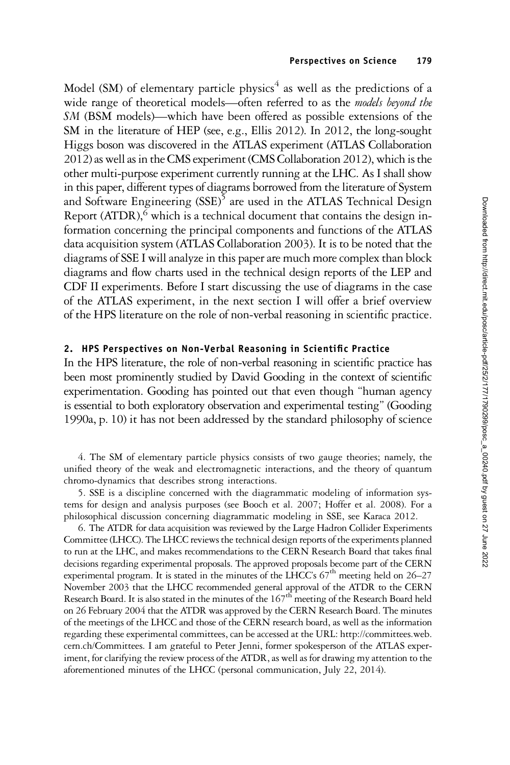Model (SM) of elementary particle physics[4] as well as the predictions of a wide range of theoretical models—often referred to as the *models beyond the SM* (BSM models)—which have been offered as possible extensions of the SM in the literature of HEP (see, e.g., Ellis 2012). In 2012, the long-sought Higgs boson was discovered in the ATLAS experiment (ATLAS Collaboration 2012) as well as in the CMS experiment (CMS Collaboration 2012), which is the other multi-purpose experiment currently running at the LHC. As I shall show in this paper, different types of diagrams borrowed from the literature of System and Software Engineering (SSE)[5] are used in the ATLAS Technical Design Report (ATDR),[6] which is a technical document that contains the design information concerning the principal components and functions of the ATLAS data acquisition system (ATLAS Collaboration 2003). It is to be noted that the diagrams of SSE I will analyze in this paper are much more complex than block diagrams and flow charts used in the technical design reports of the LEP and CDF II experiments. Before I start discussing the use of diagrams in the case of the ATLAS experiment, in the next section I will offer a brief overview of the HPS literature on the role of non-verbal reasoning in scientific practice.

## 2. HPS Perspectives on Non-Verbal Reasoning in Scientific Practice

In the HPS literature, the role of non-verbal reasoning in scientific practice has been most prominently studied by David Gooding in the context of scientific experimentation. Gooding has pointed out that even though "human agency is essential to both exploratory observation and experimental testing" (Gooding 1990a, p. 10) it has not been addressed by the standard philosophy of science

4. The SM of elementary particle physics consists of two gauge theories; namely, the unified theory of the weak and electromagnetic interactions, and the theory of quantum chromo-dynamics that describes strong interactions.

5. SSE is a discipline concerned with the diagrammatic modeling of information systems for design and analysis purposes (see Booch et al. 2007; Hoffer et al. 2008). For a philosophical discussion concerning diagrammatic modeling in SSE, see Karaca 2012.

6. The ATDR for data acquisition was reviewed by the Large Hadron Collider Experiments Committee (LHCC). The LHCC reviews the technical design reports of the experiments planned to run at the LHC, and makes recommendations to the CERN Research Board that takes final decisions regarding experimental proposals. The approved proposals become part of the CERN experimental program. It is stated in the minutes of the LHCC's 67th meeting held on 26–27 November 2003 that the LHCC recommended general approval of the ATDR to the CERN Research Board. It is also stated in the minutes of the 167th meeting of the Research Board held on 26 February 2004 that the ATDR was approved by the CERN Research Board. The minutes of the meetings of the LHCC and those of the CERN research board, as well as the information regarding these experimental committees, can be accessed at the URL: http://committees.web.cern.ch/Committees. I am grateful to Peter Jenni, former spokesperson of the ATLAS experiment, for clarifying the review process of the ATDR, as well as for drawing my attention to the aforementioned minutes of the LHCC (personal communication, July 22, 2014).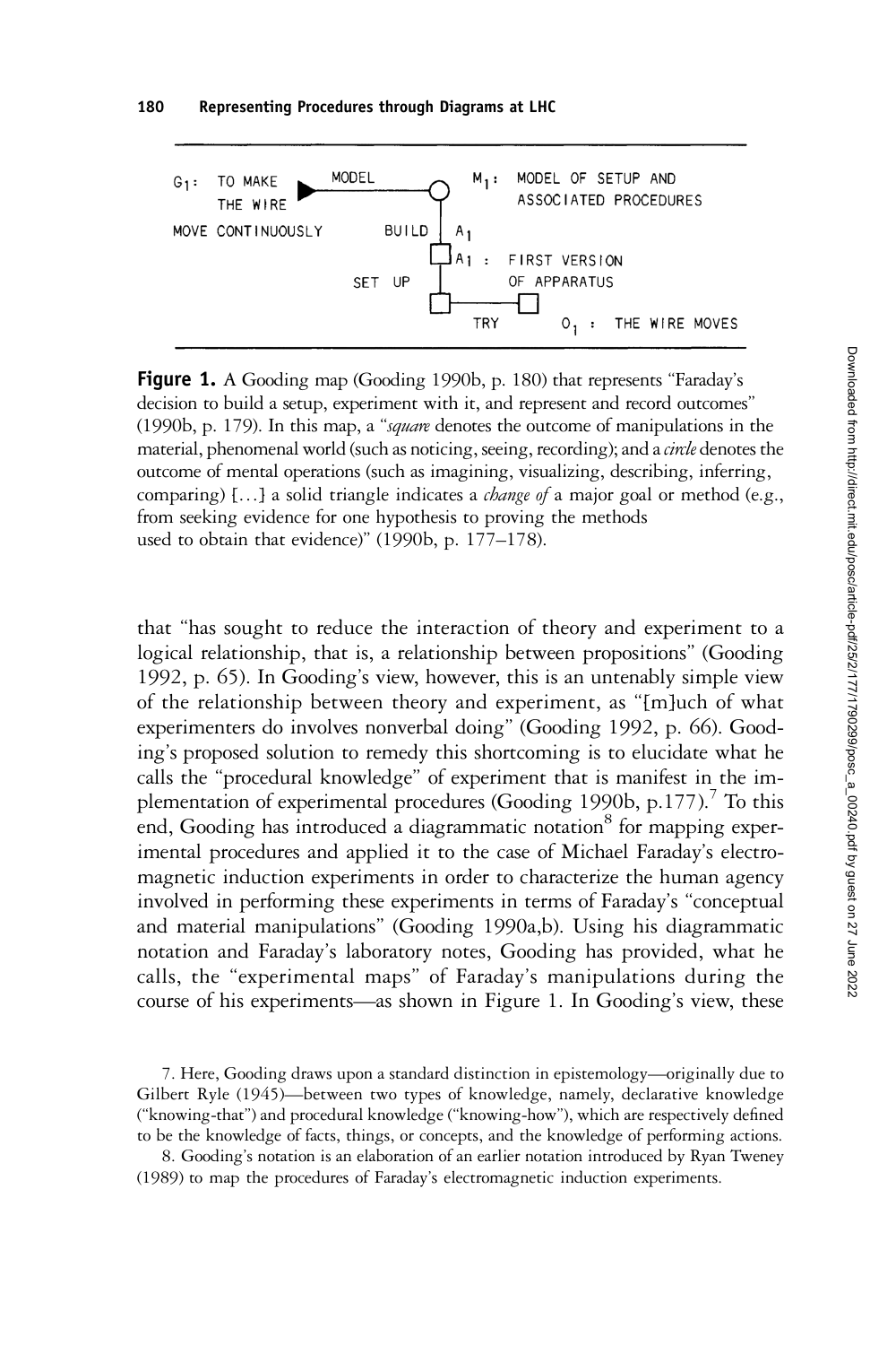| $G_1$: TO MAKE THE WIRE MOVE CONTINUOUSLY | MODEL | $M_1$: MODEL OF SETUP AND ASSOCIATED PROCEDURES |
|---|---|---|
| | BUILD | $A_1$ |
| | | $A_1$ : FIRST VERSION OF APPARATUS |
| | SET UP | |
| | TRY | $O_1$ : THE WIRE MOVES |

**Figure 1.** A Gooding map (Gooding 1990b, p. 180) that represents "Faraday's decision to build a setup, experiment with it, and represent and record outcomes" (1990b, p. 179). In this map, a "*square* denotes the outcome of manipulations in the material, phenomenal world (such as noticing, seeing, recording); and a *circle* denotes the outcome of mental operations (such as imagining, visualizing, describing, inferring, comparing) [...] a solid triangle indicates a *change of* a major goal or method (e.g., from seeking evidence for one hypothesis to proving the methods used to obtain that evidence)" (1990b, p. 177–178).

that "has sought to reduce the interaction of theory and experiment to a logical relationship, that is, a relationship between propositions" (Gooding 1992, p. 65). In Gooding's view, however, this is an untenably simple view of the relationship between theory and experiment, as "[m]uch of what experimenters do involves nonverbal doing" (Gooding 1992, p. 66). Gooding's proposed solution to remedy this shortcoming is to elucidate what he calls the "procedural knowledge" of experiment that is manifest in the implementation of experimental procedures (Gooding 1990b, p.177).[7] To this end, Gooding has introduced a diagrammatic notation[8] for mapping experimental procedures and applied it to the case of Michael Faraday's electromagnetic induction experiments in order to characterize the human agency involved in performing these experiments in terms of Faraday's "conceptual and material manipulations" (Gooding 1990a,b). Using his diagrammatic notation and Faraday's laboratory notes, Gooding has provided, what he calls, the "experimental maps" of Faraday's manipulations during the course of his experiments—as shown in Figure 1. In Gooding's view, these

7. Here, Gooding draws upon a standard distinction in epistemology—originally due to Gilbert Ryle (1945)—between two types of knowledge, namely, declarative knowledge ("knowing-that") and procedural knowledge ("knowing-how"), which are respectively defined to be the knowledge of facts, things, or concepts, and the knowledge of performing actions.

8. Gooding's notation is an elaboration of an earlier notation introduced by Ryan Tweney (1989) to map the procedures of Faraday's electromagnetic induction experiments.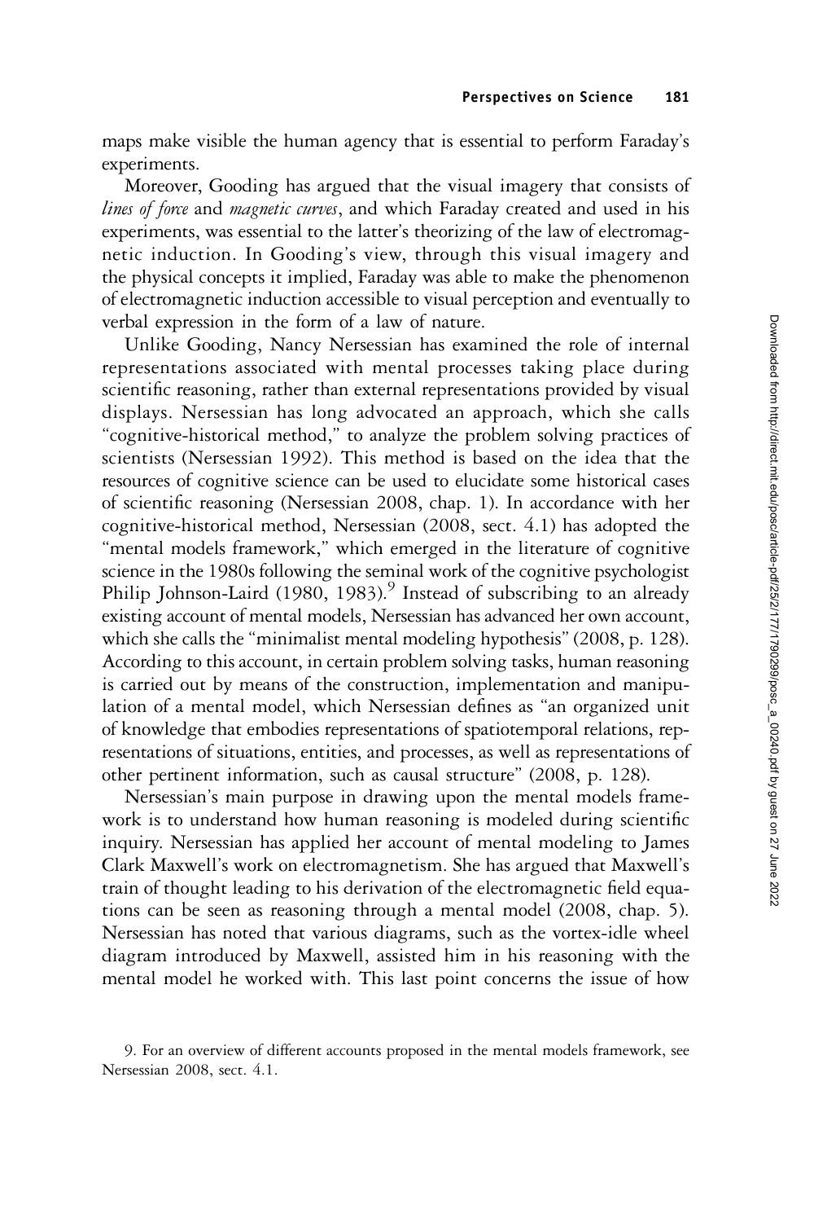maps make visible the human agency that is essential to perform Faraday's experiments.

Moreover, Gooding has argued that the visual imagery that consists of *lines of force* and *magnetic curves*, and which Faraday created and used in his experiments, was essential to the latter's theorizing of the law of electromagnetic induction. In Gooding's view, through this visual imagery and the physical concepts it implied, Faraday was able to make the phenomenon of electromagnetic induction accessible to visual perception and eventually to verbal expression in the form of a law of nature.

Unlike Gooding, Nancy Nersessian has examined the role of internal representations associated with mental processes taking place during scientific reasoning, rather than external representations provided by visual displays. Nersessian has long advocated an approach, which she calls "cognitive-historical method," to analyze the problem solving practices of scientists (Nersessian 1992). This method is based on the idea that the resources of cognitive science can be used to elucidate some historical cases of scientific reasoning (Nersessian 2008, chap. 1). In accordance with her cognitive-historical method, Nersessian (2008, sect. 4.1) has adopted the "mental models framework," which emerged in the literature of cognitive science in the 1980s following the seminal work of the cognitive psychologist Philip Johnson-Laird (1980, 1983).[9] Instead of subscribing to an already existing account of mental models, Nersessian has advanced her own account, which she calls the "minimalist mental modeling hypothesis" (2008, p. 128). According to this account, in certain problem solving tasks, human reasoning is carried out by means of the construction, implementation and manipulation of a mental model, which Nersessian defines as "an organized unit of knowledge that embodies representations of spatiotemporal relations, representations of situations, entities, and processes, as well as representations of other pertinent information, such as causal structure" (2008, p. 128).

Nersessian's main purpose in drawing upon the mental models framework is to understand how human reasoning is modeled during scientific inquiry. Nersessian has applied her account of mental modeling to James Clark Maxwell's work on electromagnetism. She has argued that Maxwell's train of thought leading to his derivation of the electromagnetic field equations can be seen as reasoning through a mental model (2008, chap. 5). Nersessian has noted that various diagrams, such as the vortex-idle wheel diagram introduced by Maxwell, assisted him in his reasoning with the mental model he worked with. This last point concerns the issue of how

9. For an overview of different accounts proposed in the mental models framework, see Nersessian 2008, sect. 4.1.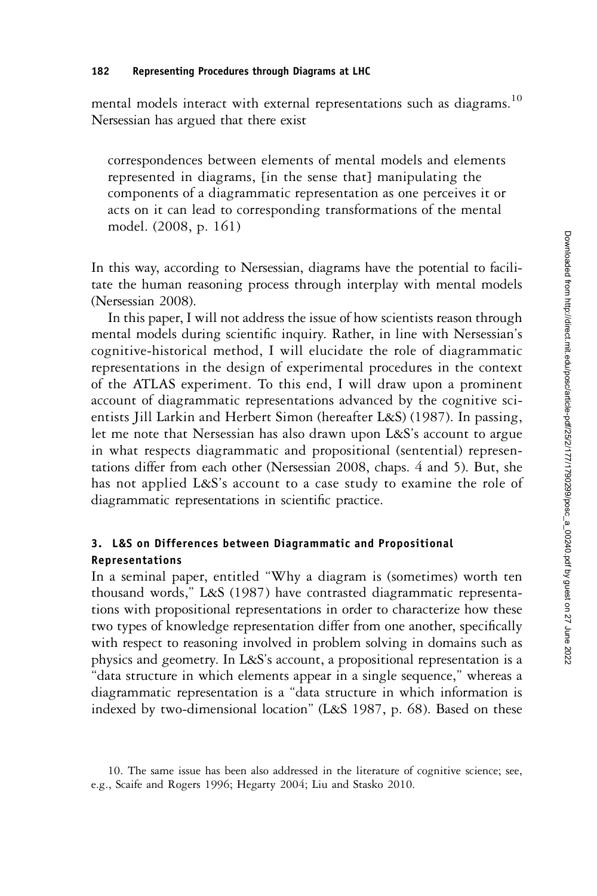mental models interact with external representations such as diagrams.[10] Nersessian has argued that there exist

> correspondences between elements of mental models and elements represented in diagrams, [in the sense that] manipulating the components of a diagrammatic representation as one perceives it or acts on it can lead to corresponding transformations of the mental model. (2008, p. 161)

In this way, according to Nersessian, diagrams have the potential to facilitate the human reasoning process through interplay with mental models (Nersessian 2008).

In this paper, I will not address the issue of how scientists reason through mental models during scientific inquiry. Rather, in line with Nersessian's cognitive-historical method, I will elucidate the role of diagrammatic representations in the design of experimental procedures in the context of the ATLAS experiment. To this end, I will draw upon a prominent account of diagrammatic representations advanced by the cognitive scientists Jill Larkin and Herbert Simon (hereafter L&S) (1987). In passing, let me note that Nersessian has also drawn upon L&S's account to argue in what respects diagrammatic and propositional (sentential) representations differ from each other (Nersessian 2008, chaps. 4 and 5). But, she has not applied L&S's account to a case study to examine the role of diagrammatic representations in scientific practice.

## 3. L&S on Differences between Diagrammatic and Propositional Representations

In a seminal paper, entitled "Why a diagram is (sometimes) worth ten thousand words," L&S (1987) have contrasted diagrammatic representations with propositional representations in order to characterize how these two types of knowledge representation differ from one another, specifically with respect to reasoning involved in problem solving in domains such as physics and geometry. In L&S's account, a propositional representation is a "data structure in which elements appear in a single sequence," whereas a diagrammatic representation is a "data structure in which information is indexed by two-dimensional location" (L&S 1987, p. 68). Based on these

10. The same issue has been also addressed in the literature of cognitive science; see, e.g., Scaife and Rogers 1996; Hegarty 2004; Liu and Stasko 2010.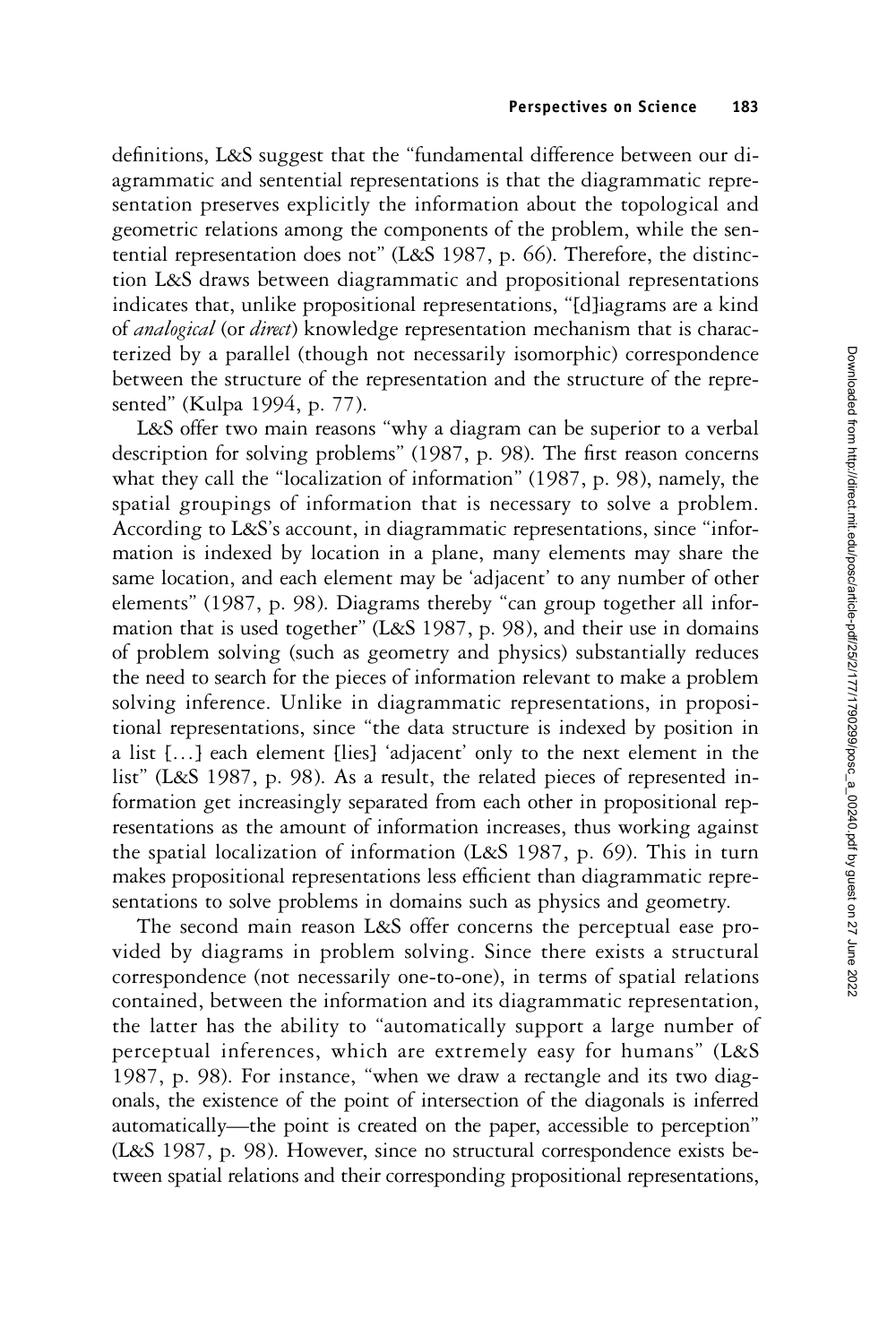definitions, L&S suggest that the "fundamental difference between our diagrammatic and sentential representations is that the diagrammatic representation preserves explicitly the information about the topological and geometric relations among the components of the problem, while the sentential representation does not" (L&S 1987, p. 66). Therefore, the distinction L&S draws between diagrammatic and propositional representations indicates that, unlike propositional representations, "[d]iagrams are a kind of *analogical* (or *direct*) knowledge representation mechanism that is characterized by a parallel (though not necessarily isomorphic) correspondence between the structure of the representation and the structure of the represented" (Kulpa 1994, p. 77).

L&S offer two main reasons "why a diagram can be superior to a verbal description for solving problems" (1987, p. 98). The first reason concerns what they call the "localization of information" (1987, p. 98), namely, the spatial groupings of information that is necessary to solve a problem. According to L&S's account, in diagrammatic representations, since "information is indexed by location in a plane, many elements may share the same location, and each element may be 'adjacent' to any number of other elements" (1987, p. 98). Diagrams thereby "can group together all information that is used together" (L&S 1987, p. 98), and their use in domains of problem solving (such as geometry and physics) substantially reduces the need to search for the pieces of information relevant to make a problem solving inference. Unlike in diagrammatic representations, in propositional representations, since "the data structure is indexed by position in a list [...] each element [lies] 'adjacent' only to the next element in the list" (L&S 1987, p. 98). As a result, the related pieces of represented information get increasingly separated from each other in propositional representations as the amount of information increases, thus working against the spatial localization of information (L&S 1987, p. 69). This in turn makes propositional representations less efficient than diagrammatic representations to solve problems in domains such as physics and geometry.

The second main reason L&S offer concerns the perceptual ease provided by diagrams in problem solving. Since there exists a structural correspondence (not necessarily one-to-one), in terms of spatial relations contained, between the information and its diagrammatic representation, the latter has the ability to "automatically support a large number of perceptual inferences, which are extremely easy for humans" (L&S 1987, p. 98). For instance, "when we draw a rectangle and its two diagonals, the existence of the point of intersection of the diagonals is inferred automatically—the point is created on the paper, accessible to perception" (L&S 1987, p. 98). However, since no structural correspondence exists between spatial relations and their corresponding propositional representations,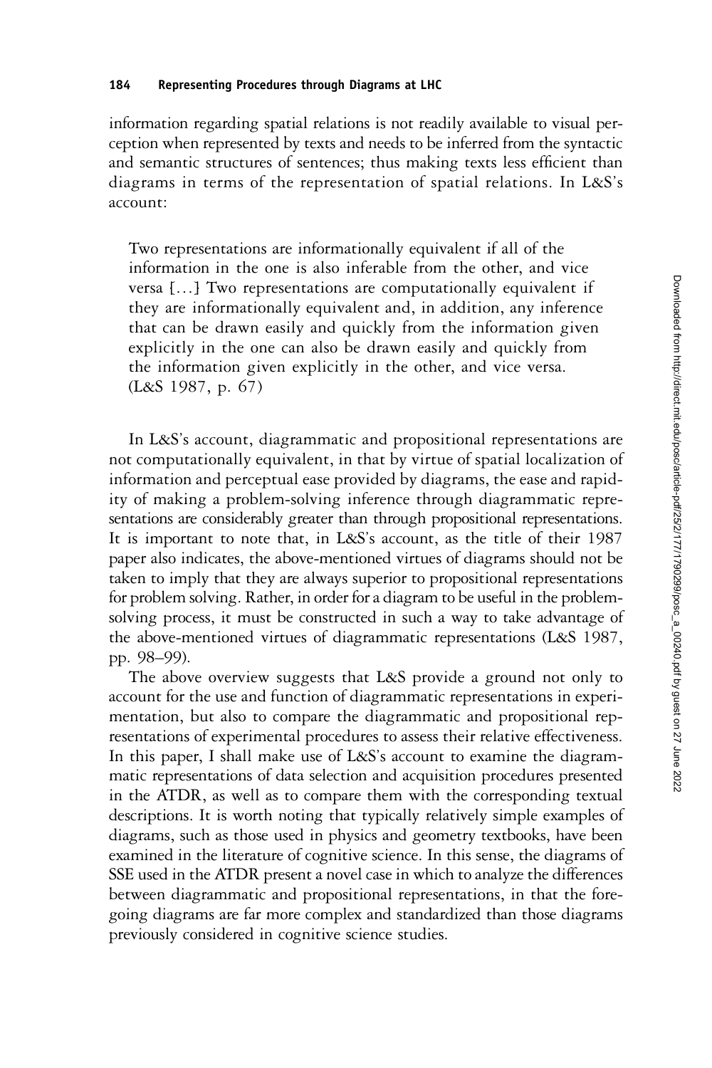information regarding spatial relations is not readily available to visual perception when represented by texts and needs to be inferred from the syntactic and semantic structures of sentences; thus making texts less efficient than diagrams in terms of the representation of spatial relations. In L&S's account:

> Two representations are informationally equivalent if all of the information in the one is also inferable from the other, and vice versa [...] Two representations are computationally equivalent if they are informationally equivalent and, in addition, any inference that can be drawn easily and quickly from the information given explicitly in the one can also be drawn easily and quickly from the information given explicitly in the other, and vice versa. (L&S 1987, p. 67)

In L&S's account, diagrammatic and propositional representations are not computationally equivalent, in that by virtue of spatial localization of information and perceptual ease provided by diagrams, the ease and rapidity of making a problem-solving inference through diagrammatic representations are considerably greater than through propositional representations. It is important to note that, in L&S's account, as the title of their 1987 paper also indicates, the above-mentioned virtues of diagrams should not be taken to imply that they are always superior to propositional representations for problem solving. Rather, in order for a diagram to be useful in the problem-solving process, it must be constructed in such a way to take advantage of the above-mentioned virtues of diagrammatic representations (L&S 1987, pp. 98–99).

The above overview suggests that L&S provide a ground not only to account for the use and function of diagrammatic representations in experimentation, but also to compare the diagrammatic and propositional representations of experimental procedures to assess their relative effectiveness. In this paper, I shall make use of L&S's account to examine the diagrammatic representations of data selection and acquisition procedures presented in the ATDR, as well as to compare them with the corresponding textual descriptions. It is worth noting that typically relatively simple examples of diagrams, such as those used in physics and geometry textbooks, have been examined in the literature of cognitive science. In this sense, the diagrams of SSE used in the ATDR present a novel case in which to analyze the differences between diagrammatic and propositional representations, in that the foregoing diagrams are far more complex and standardized than those diagrams previously considered in cognitive science studies.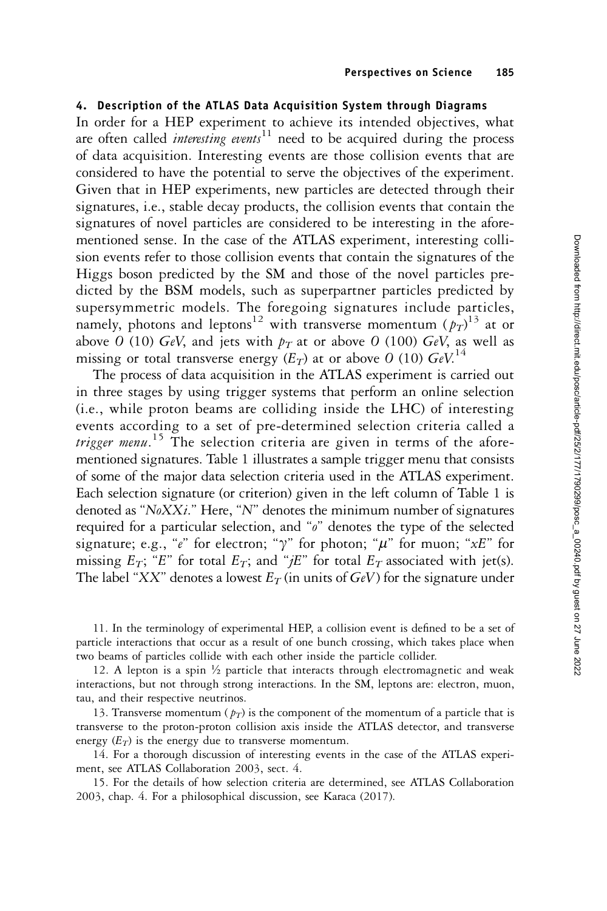#### 4. Description of the ATLAS Data Acquisition System through Diagrams

In order for a HEP experiment to achieve its intended objectives, what are often called *interesting events*[11] need to be acquired during the process of data acquisition. Interesting events are those collision events that are considered to have the potential to serve the objectives of the experiment. Given that in HEP experiments, new particles are detected through their signatures, i.e., stable decay products, the collision events that contain the signatures of novel particles are considered to be interesting in the aforementioned sense. In the case of the ATLAS experiment, interesting collision events refer to those collision events that contain the signatures of the Higgs boson predicted by the SM and those of the novel particles predicted by the BSM models, such as superpartner particles predicted by supersymmetric models. The foregoing signatures include particles, namely, photons and leptons[12] with transverse momentum ($p_T$)[13] at or above $O$ (10) *GeV*, and jets with $p_T$ at or above $O$ (100) *GeV*, as well as missing or total transverse energy ($E_T$) at or above $O$ (10) *GeV*.[14]

The process of data acquisition in the ATLAS experiment is carried out in three stages by using trigger systems that perform an online selection (i.e., while proton beams are colliding inside the LHC) of interesting events according to a set of pre-determined selection criteria called a *trigger menu*.[15] The selection criteria are given in terms of the aforementioned signatures. Table 1 illustrates a sample trigger menu that consists of some of the major data selection criteria used in the ATLAS experiment. Each selection signature (or criterion) given in the left column of Table 1 is denoted as "*NoXXi*." Here, "*N*" denotes the minimum number of signatures required for a particular selection, and "*o*" denotes the type of the selected signature; e.g., "*e*" for electron; "$\gamma$" for photon; "$\mu$" for muon; "*xE*" for missing $E_T$; "*E*" for total $E_T$; and "*jE*" for total $E_T$ associated with jet(s). The label "*XX*" denotes a lowest $E_T$ (in units of *GeV*) for the signature under

11. In the terminology of experimental HEP, a collision event is defined to be a set of particle interactions that occur as a result of one bunch crossing, which takes place when two beams of particles collide with each other inside the particle collider.

12. A lepton is a spin ½ particle that interacts through electromagnetic and weak interactions, but not through strong interactions. In the SM, leptons are: electron, muon, tau, and their respective neutrinos.

13. Transverse momentum ($p_T$) is the component of the momentum of a particle that is transverse to the proton-proton collision axis inside the ATLAS detector, and transverse energy ($E_T$) is the energy due to transverse momentum.

14. For a thorough discussion of interesting events in the case of the ATLAS experiment, see ATLAS Collaboration 2003, sect. 4.

15. For the details of how selection criteria are determined, see ATLAS Collaboration 2003, chap. 4. For a philosophical discussion, see Karaca (2017).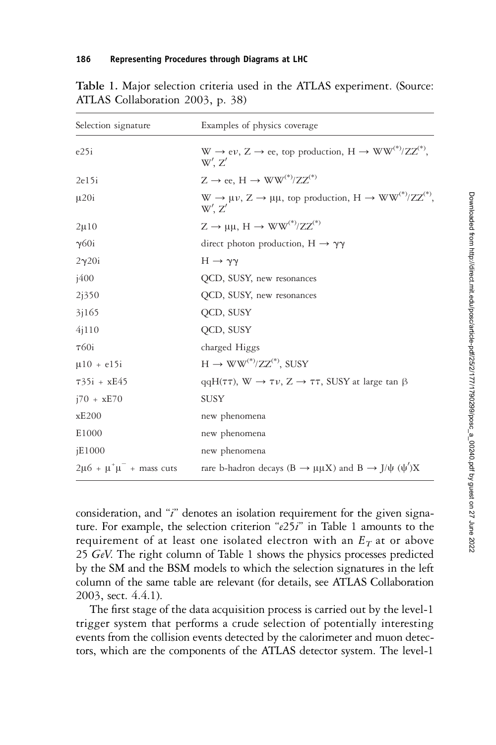**Table 1.** Major selection criteria used in the ATLAS experiment. (Source: ATLAS Collaboration 2003, p. 38)

| Selection signature | Examples of physics coverage |
|---|---|
| e25i | $W \rightarrow e\nu$, $Z \rightarrow ee$, top production, $H \rightarrow WW^{(*)}/ZZ^{(*)}$, $W'$, $Z'$ |
| 2e15i | $Z \rightarrow ee$, $H \rightarrow WW^{(*)}/ZZ^{(*)}$ |
| μ20i | $W \rightarrow \mu\nu$, $Z \rightarrow \mu\mu$, top production, $H \rightarrow WW^{(*)}/ZZ^{(*)}$, $W'$, $Z'$ |
| 2μ10 | $Z \rightarrow \mu\mu$, $H \rightarrow WW^{(*)}/ZZ^{(*)}$ |
| γ60i | direct photon production, $H \rightarrow \gamma\gamma$ |
| 2γ20i | $H \rightarrow \gamma\gamma$ |
| j400 | QCD, SUSY, new resonances |
| 2j350 | QCD, SUSY, new resonances |
| 3j165 | QCD, SUSY |
| 4j110 | QCD, SUSY |
| τ60i | charged Higgs |
| μ10 + e15i | $H \rightarrow WW^{(*)}/ZZ^{(*)}$, SUSY |
| τ35i + xE45 | $qqH(\tau\tau)$, $W \rightarrow \tau\nu$, $Z \rightarrow \tau\tau$, SUSY at large tan $\beta$ |
| j70 + xE70 | SUSY |
| xE200 | new phenomena |
| E1000 | new phenomena |
| jE1000 | new phenomena |
| 2μ6 + $\mu^+\mu^-$ + mass cuts | rare b-hadron decays ($B \rightarrow \mu\mu X$) and $B \rightarrow J/\psi$ ($\psi'$)X |

consideration, and "*i*" denotes an isolation requirement for the given signature. For example, the selection criterion "*e*25*i*" in Table 1 amounts to the requirement of at least one isolated electron with an $E_T$ at or above 25 *GeV*. The right column of Table 1 shows the physics processes predicted by the SM and the BSM models to which the selection signatures in the left column of the same table are relevant (for details, see ATLAS Collaboration 2003, sect. 4.4.1).

The first stage of the data acquisition process is carried out by the level-1 trigger system that performs a crude selection of potentially interesting events from the collision events detected by the calorimeter and muon detectors, which are the components of the ATLAS detector system. The level-1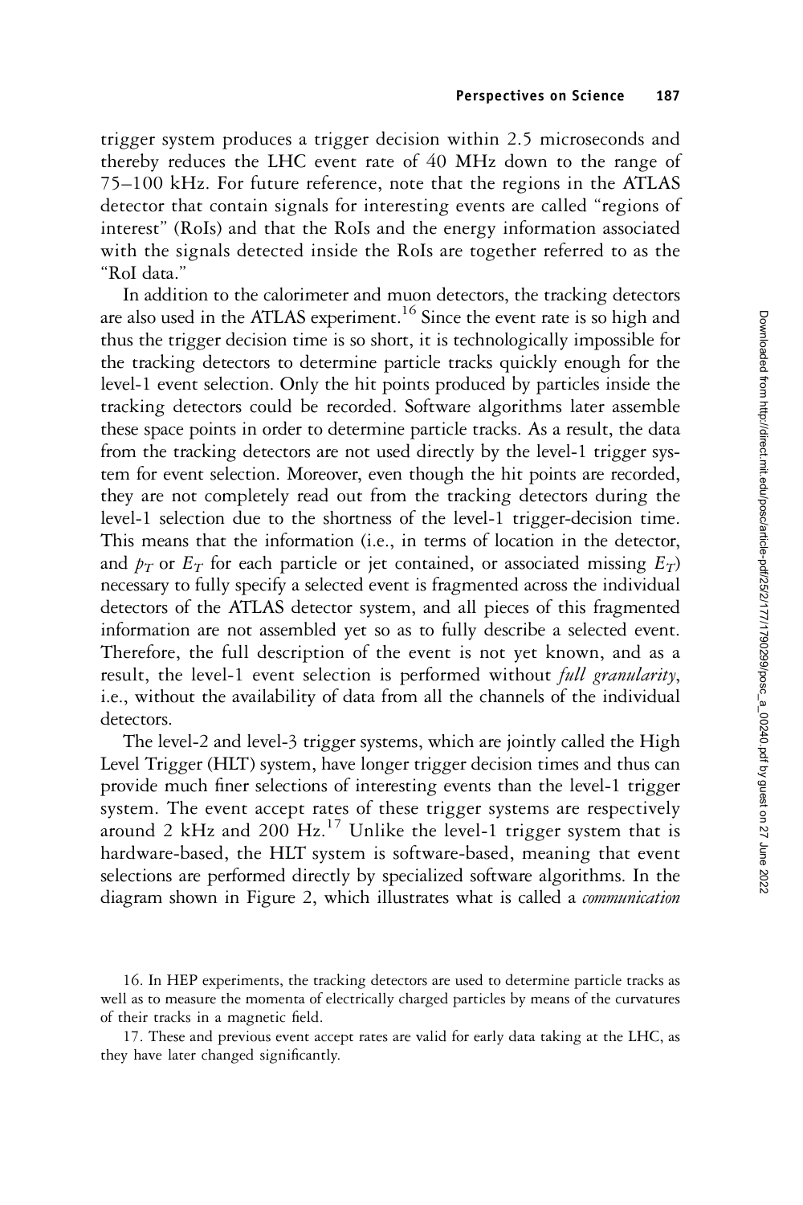trigger system produces a trigger decision within 2.5 microseconds and thereby reduces the LHC event rate of 40 MHz down to the range of 75–100 kHz. For future reference, note that the regions in the ATLAS detector that contain signals for interesting events are called "regions of interest" (RoIs) and that the RoIs and the energy information associated with the signals detected inside the RoIs are together referred to as the "RoI data."

In addition to the calorimeter and muon detectors, the tracking detectors are also used in the ATLAS experiment.[16] Since the event rate is so high and thus the trigger decision time is so short, it is technologically impossible for the tracking detectors to determine particle tracks quickly enough for the level-1 event selection. Only the hit points produced by particles inside the tracking detectors could be recorded. Software algorithms later assemble these space points in order to determine particle tracks. As a result, the data from the tracking detectors are not used directly by the level-1 trigger system for event selection. Moreover, even though the hit points are recorded, they are not completely read out from the tracking detectors during the level-1 selection due to the shortness of the level-1 trigger-decision time. This means that the information (i.e., in terms of location in the detector, and $p_T$ or $E_T$ for each particle or jet contained, or associated missing $E_T$) necessary to fully specify a selected event is fragmented across the individual detectors of the ATLAS detector system, and all pieces of this fragmented information are not assembled yet so as to fully describe a selected event. Therefore, the full description of the event is not yet known, and as a result, the level-1 event selection is performed without *full granularity*, i.e., without the availability of data from all the channels of the individual detectors.

The level-2 and level-3 trigger systems, which are jointly called the High Level Trigger (HLT) system, have longer trigger decision times and thus can provide much finer selections of interesting events than the level-1 trigger system. The event accept rates of these trigger systems are respectively around 2 kHz and 200 Hz.[17] Unlike the level-1 trigger system that is hardware-based, the HLT system is software-based, meaning that event selections are performed directly by specialized software algorithms. In the diagram shown in Figure 2, which illustrates what is called a *communication*

16. In HEP experiments, the tracking detectors are used to determine particle tracks as well as to measure the momenta of electrically charged particles by means of the curvatures of their tracks in a magnetic field.

17. These and previous event accept rates are valid for early data taking at the LHC, as they have later changed significantly.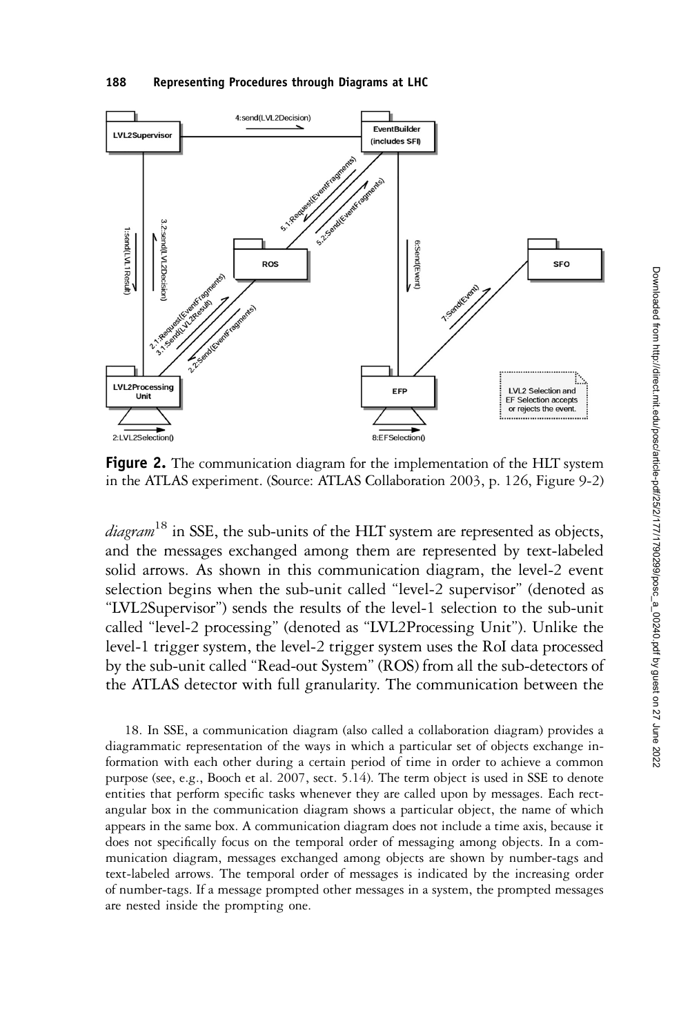**Figure 2.** The communication diagram for the implementation of the HLT system in the ATLAS experiment. (Source: ATLAS Collaboration 2003, p. 126, Figure 9-2)

*diagram*[18] in SSE, the sub-units of the HLT system are represented as objects, and the messages exchanged among them are represented by text-labeled solid arrows. As shown in this communication diagram, the level-2 event selection begins when the sub-unit called "level-2 supervisor" (denoted as "LVL2Supervisor") sends the results of the level-1 selection to the sub-unit called "level-2 processing" (denoted as "LVL2Processing Unit"). Unlike the level-1 trigger system, the level-2 trigger system uses the RoI data processed by the sub-unit called "Read-out System" (ROS) from all the sub-detectors of the ATLAS detector with full granularity. The communication between the

18. In SSE, a communication diagram (also called a collaboration diagram) provides a diagrammatic representation of the ways in which a particular set of objects exchange information with each other during a certain period of time in order to achieve a common purpose (see, e.g., Booch et al. 2007, sect. 5.14). The term object is used in SSE to denote entities that perform specific tasks whenever they are called upon by messages. Each rectangular box in the communication diagram shows a particular object, the name of which appears in the same box. A communication diagram does not include a time axis, because it does not specifically focus on the temporal order of messaging among objects. In a communication diagram, messages exchanged among objects are shown by number-tags and text-labeled arrows. The temporal order of messages is indicated by the increasing order of number-tags. If a message prompted other messages in a system, the prompted messages are nested inside the prompting one.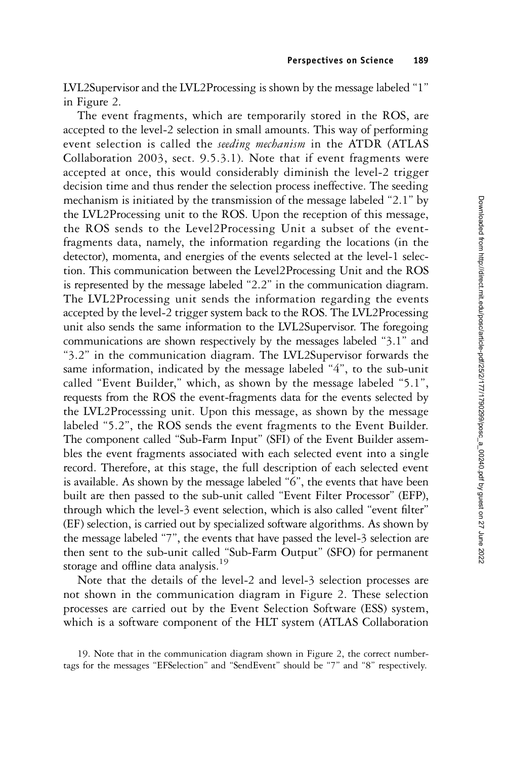LVL2Supervisor and the LVL2Processing is shown by the message labeled "1" in Figure 2.

The event fragments, which are temporarily stored in the ROS, are accepted to the level-2 selection in small amounts. This way of performing event selection is called the *seeding mechanism* in the ATDR (ATLAS Collaboration 2003, sect. 9.5.3.1). Note that if event fragments were accepted at once, this would considerably diminish the level-2 trigger decision time and thus render the selection process ineffective. The seeding mechanism is initiated by the transmission of the message labeled "2.1" by the LVL2Processing unit to the ROS. Upon the reception of this message, the ROS sends to the Level2Processing Unit a subset of the event-fragments data, namely, the information regarding the locations (in the detector), momenta, and energies of the events selected at the level-1 selection. This communication between the Level2Processing Unit and the ROS is represented by the message labeled "2.2" in the communication diagram. The LVL2Processing unit sends the information regarding the events accepted by the level-2 trigger system back to the ROS. The LVL2Processing unit also sends the same information to the LVL2Supervisor. The foregoing communications are shown respectively by the messages labeled "3.1" and "3.2" in the communication diagram. The LVL2Supervisor forwards the same information, indicated by the message labeled "4", to the sub-unit called "Event Builder," which, as shown by the message labeled "5.1", requests from the ROS the event-fragments data for the events selected by the LVL2Processsing unit. Upon this message, as shown by the message labeled "5.2", the ROS sends the event fragments to the Event Builder. The component called "Sub-Farm Input" (SFI) of the Event Builder assembles the event fragments associated with each selected event into a single record. Therefore, at this stage, the full description of each selected event is available. As shown by the message labeled "6", the events that have been built are then passed to the sub-unit called "Event Filter Processor" (EFP), through which the level-3 event selection, which is also called "event filter" (EF) selection, is carried out by specialized software algorithms. As shown by the message labeled "7", the events that have passed the level-3 selection are then sent to the sub-unit called "Sub-Farm Output" (SFO) for permanent storage and offline data analysis.[19]

Note that the details of the level-2 and level-3 selection processes are not shown in the communication diagram in Figure 2. These selection processes are carried out by the Event Selection Software (ESS) system, which is a software component of the HLT system (ATLAS Collaboration

19. Note that in the communication diagram shown in Figure 2, the correct number-tags for the messages "EFSelection" and "SendEvent" should be "7" and "8" respectively.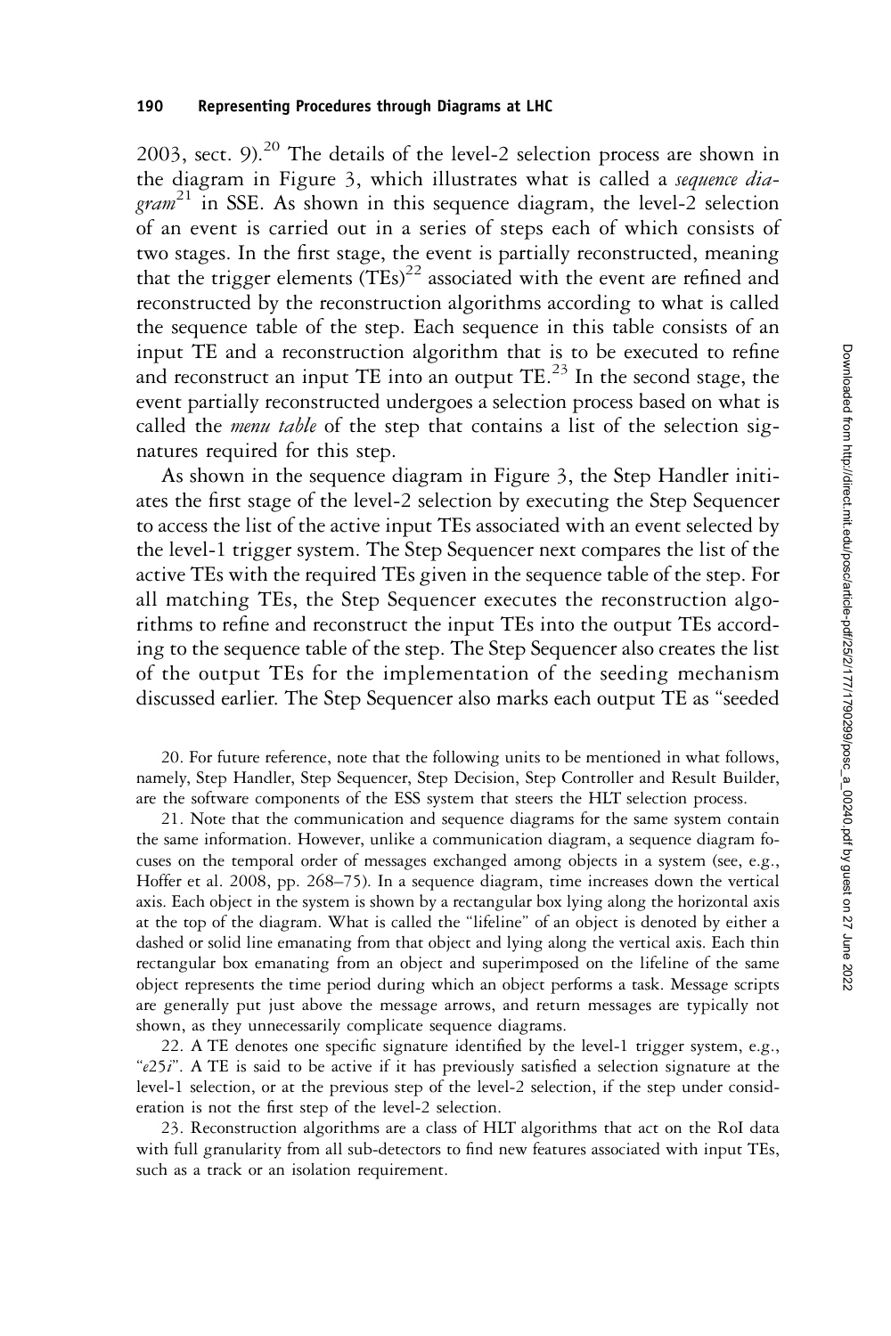2003, sect. 9).[20] The details of the level-2 selection process are shown in the diagram in Figure 3, which illustrates what is called a *sequence diagram*[21] in SSE. As shown in this sequence diagram, the level-2 selection of an event is carried out in a series of steps each of which consists of two stages. In the first stage, the event is partially reconstructed, meaning that the trigger elements (TEs)[22] associated with the event are refined and reconstructed by the reconstruction algorithms according to what is called the sequence table of the step. Each sequence in this table consists of an input TE and a reconstruction algorithm that is to be executed to refine and reconstruct an input TE into an output TE.[23] In the second stage, the event partially reconstructed undergoes a selection process based on what is called the *menu table* of the step that contains a list of the selection signatures required for this step.

As shown in the sequence diagram in Figure 3, the Step Handler initiates the first stage of the level-2 selection by executing the Step Sequencer to access the list of the active input TEs associated with an event selected by the level-1 trigger system. The Step Sequencer next compares the list of the active TEs with the required TEs given in the sequence table of the step. For all matching TEs, the Step Sequencer executes the reconstruction algorithms to refine and reconstruct the input TEs into the output TEs according to the sequence table of the step. The Step Sequencer also creates the list of the output TEs for the implementation of the seeding mechanism discussed earlier. The Step Sequencer also marks each output TE as "seeded

20. For future reference, note that the following units to be mentioned in what follows, namely, Step Handler, Step Sequencer, Step Decision, Step Controller and Result Builder, are the software components of the ESS system that steers the HLT selection process.

21. Note that the communication and sequence diagrams for the same system contain the same information. However, unlike a communication diagram, a sequence diagram focuses on the temporal order of messages exchanged among objects in a system (see, e.g., Hoffer et al. 2008, pp. 268–75). In a sequence diagram, time increases down the vertical axis. Each object in the system is shown by a rectangular box lying along the horizontal axis at the top of the diagram. What is called the "lifeline" of an object is denoted by either a dashed or solid line emanating from that object and lying along the vertical axis. Each thin rectangular box emanating from an object and superimposed on the lifeline of the same object represents the time period during which an object performs a task. Message scripts are generally put just above the message arrows, and return messages are typically not shown, as they unnecessarily complicate sequence diagrams.

22. A TE denotes one specific signature identified by the level-1 trigger system, e.g., "*e*25*i*". A TE is said to be active if it has previously satisfied a selection signature at the level-1 selection, or at the previous step of the level-2 selection, if the step under consideration is not the first step of the level-2 selection.

23. Reconstruction algorithms are a class of HLT algorithms that act on the RoI data with full granularity from all sub-detectors to find new features associated with input TEs, such as a track or an isolation requirement.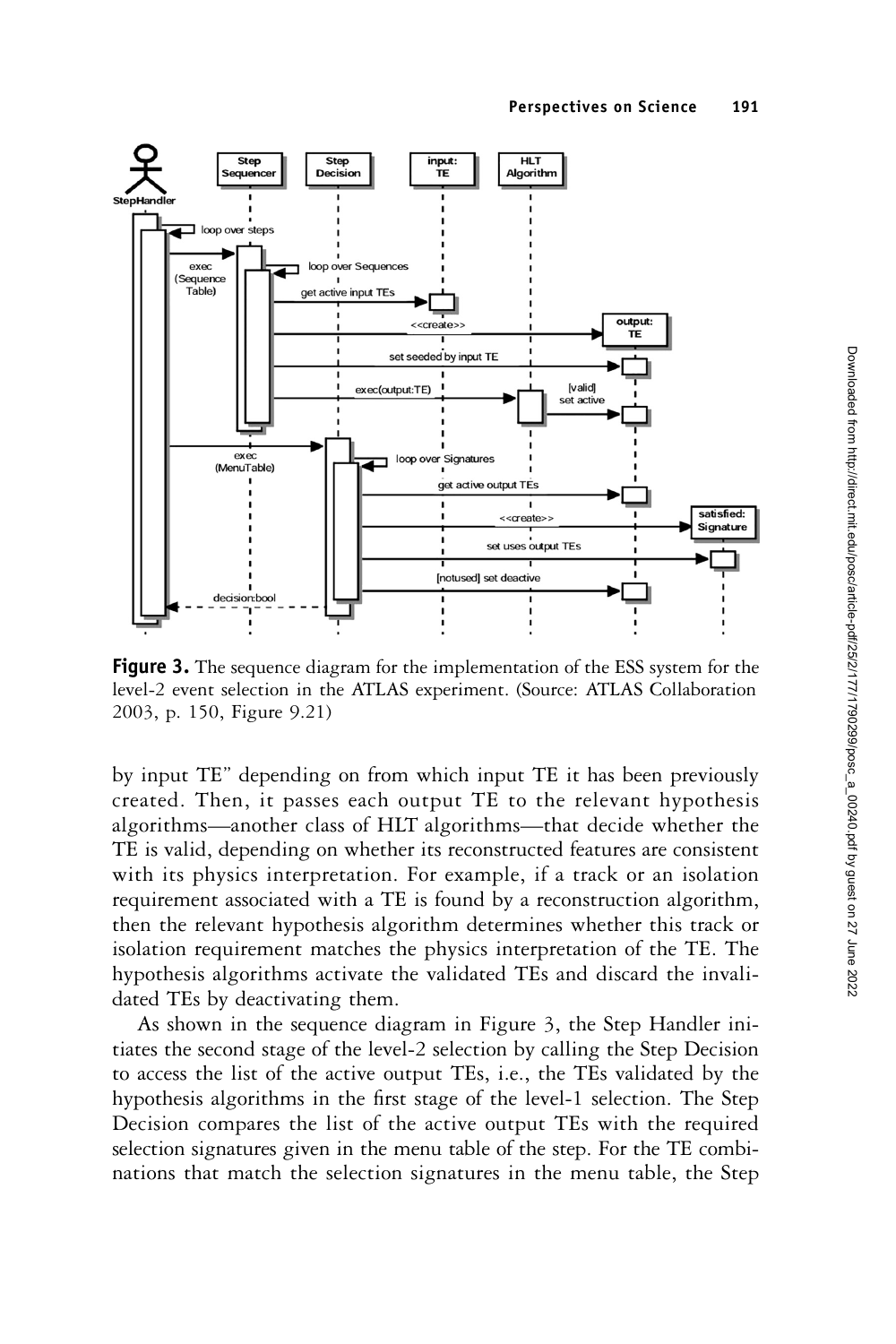**Figure 3.** The sequence diagram for the implementation of the ESS system for the level-2 event selection in the ATLAS experiment. (Source: ATLAS Collaboration 2003, p. 150, Figure 9.21)

by input TE" depending on from which input TE it has been previously created. Then, it passes each output TE to the relevant hypothesis algorithms—another class of HLT algorithms—that decide whether the TE is valid, depending on whether its reconstructed features are consistent with its physics interpretation. For example, if a track or an isolation requirement associated with a TE is found by a reconstruction algorithm, then the relevant hypothesis algorithm determines whether this track or isolation requirement matches the physics interpretation of the TE. The hypothesis algorithms activate the validated TEs and discard the invalidated TEs by deactivating them.

As shown in the sequence diagram in Figure 3, the Step Handler initiates the second stage of the level-2 selection by calling the Step Decision to access the list of the active output TEs, i.e., the TEs validated by the hypothesis algorithms in the first stage of the level-1 selection. The Step Decision compares the list of the active output TEs with the required selection signatures given in the menu table of the step. For the TE combinations that match the selection signatures in the menu table, the Step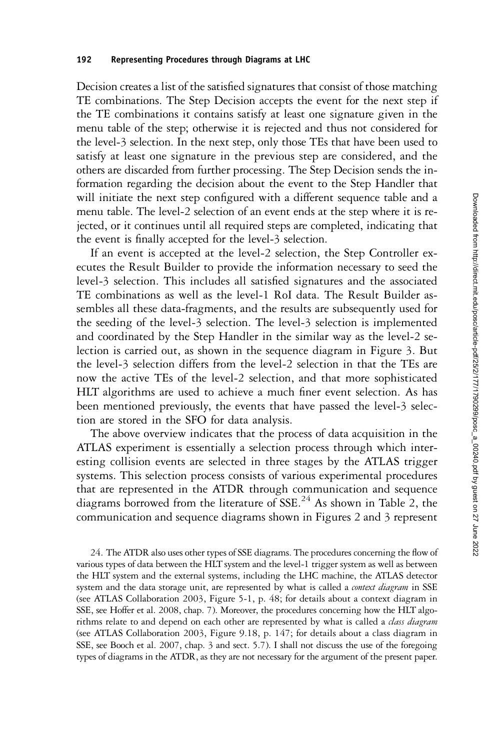Decision creates a list of the satisfied signatures that consist of those matching TE combinations. The Step Decision accepts the event for the next step if the TE combinations it contains satisfy at least one signature given in the menu table of the step; otherwise it is rejected and thus not considered for the level-3 selection. In the next step, only those TEs that have been used to satisfy at least one signature in the previous step are considered, and the others are discarded from further processing. The Step Decision sends the information regarding the decision about the event to the Step Handler that will initiate the next step configured with a different sequence table and a menu table. The level-2 selection of an event ends at the step where it is rejected, or it continues until all required steps are completed, indicating that the event is finally accepted for the level-3 selection.

If an event is accepted at the level-2 selection, the Step Controller executes the Result Builder to provide the information necessary to seed the level-3 selection. This includes all satisfied signatures and the associated TE combinations as well as the level-1 RoI data. The Result Builder assembles all these data-fragments, and the results are subsequently used for the seeding of the level-3 selection. The level-3 selection is implemented and coordinated by the Step Handler in the similar way as the level-2 selection is carried out, as shown in the sequence diagram in Figure 3. But the level-3 selection differs from the level-2 selection in that the TEs are now the active TEs of the level-2 selection, and that more sophisticated HLT algorithms are used to achieve a much finer event selection. As has been mentioned previously, the events that have passed the level-3 selection are stored in the SFO for data analysis.

The above overview indicates that the process of data acquisition in the ATLAS experiment is essentially a selection process through which interesting collision events are selected in three stages by the ATLAS trigger systems. This selection process consists of various experimental procedures that are represented in the ATDR through communication and sequence diagrams borrowed from the literature of SSE.[24] As shown in Table 2, the communication and sequence diagrams shown in Figures 2 and 3 represent

24. The ATDR also uses other types of SSE diagrams. The procedures concerning the flow of various types of data between the HLT system and the level-1 trigger system as well as between the HLT system and the external systems, including the LHC machine, the ATLAS detector system and the data storage unit, are represented by what is called a *context diagram* in SSE (see ATLAS Collaboration 2003, Figure 5-1, p. 48; for details about a context diagram in SSE, see Hoffer et al. 2008, chap. 7). Moreover, the procedures concerning how the HLT algorithms relate to and depend on each other are represented by what is called a *class diagram* (see ATLAS Collaboration 2003, Figure 9.18, p. 147; for details about a class diagram in SSE, see Booch et al. 2007, chap. 3 and sect. 5.7). I shall not discuss the use of the foregoing types of diagrams in the ATDR, as they are not necessary for the argument of the present paper.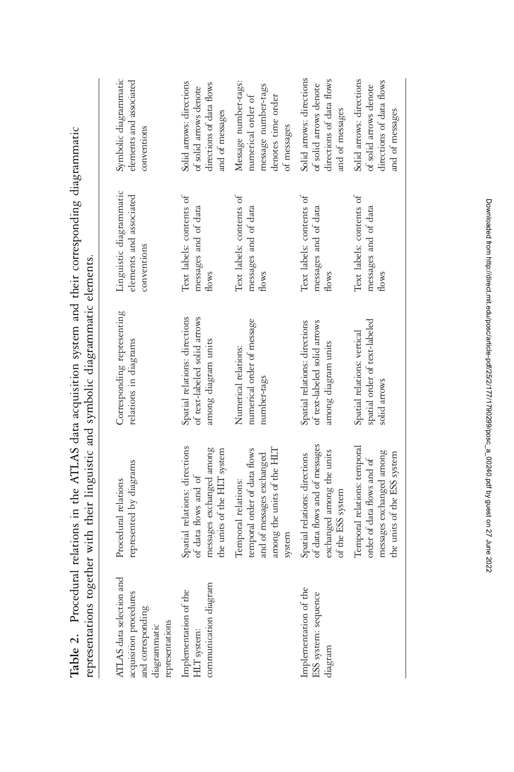**Table 2.** Procedural relations in the ATLAS data acquisition system and their corresponding diagrammatic representations together with their linguistic and symbolic diagrammatic elements.

| ATLAS data selection and acquisition procedures and corresponding diagrammatic representations | Procedural relations represented by diagrams | Corresponding representing relations in diagrams | Linguistic diagrammatic elements and associated conventions | Symbolic diagrammatic elements and associated conventions |
|---|---|---|---|---|
| Implementation of the HLT system: communication diagram | Spatial relations: directions of data flows and of messages exchanged among the units of the HLT system | Spatial relations: directions of text-labeled solid arrows among diagram units | Text labels: contents of messages and of data flows | Solid arrows: directions of solid arrows denote directions of data flows and of messages |
| | Temporal relations: temporal order of data flows and of messages exchanged among the units of the HLT system | Numerical relations: numerical order of message number-tags | Text labels: contents of messages and of data flows | Message number-tags: numerical order of message number-tags denotes time order of messages |
| Implementation of the ESS system: sequence diagram | Spatial relations: directions of data flows and of messages exchanged among the units of the ESS system | Spatial relations: directions of text-labeled solid arrows among diagram units | Text labels: contents of messages and of data flows | Solid arrows: directions of solid arrows denote directions of data flows and of messages |
| | Temporal relations: temporal order of data flows and of messages exchanged among the units of the ESS system | Spatial relations: vertical spatial order of text-labeled solid arrows | Text labels: contents of messages and of data flows | Solid arrows: directions of solid arrows denote directions of data flows and of messages |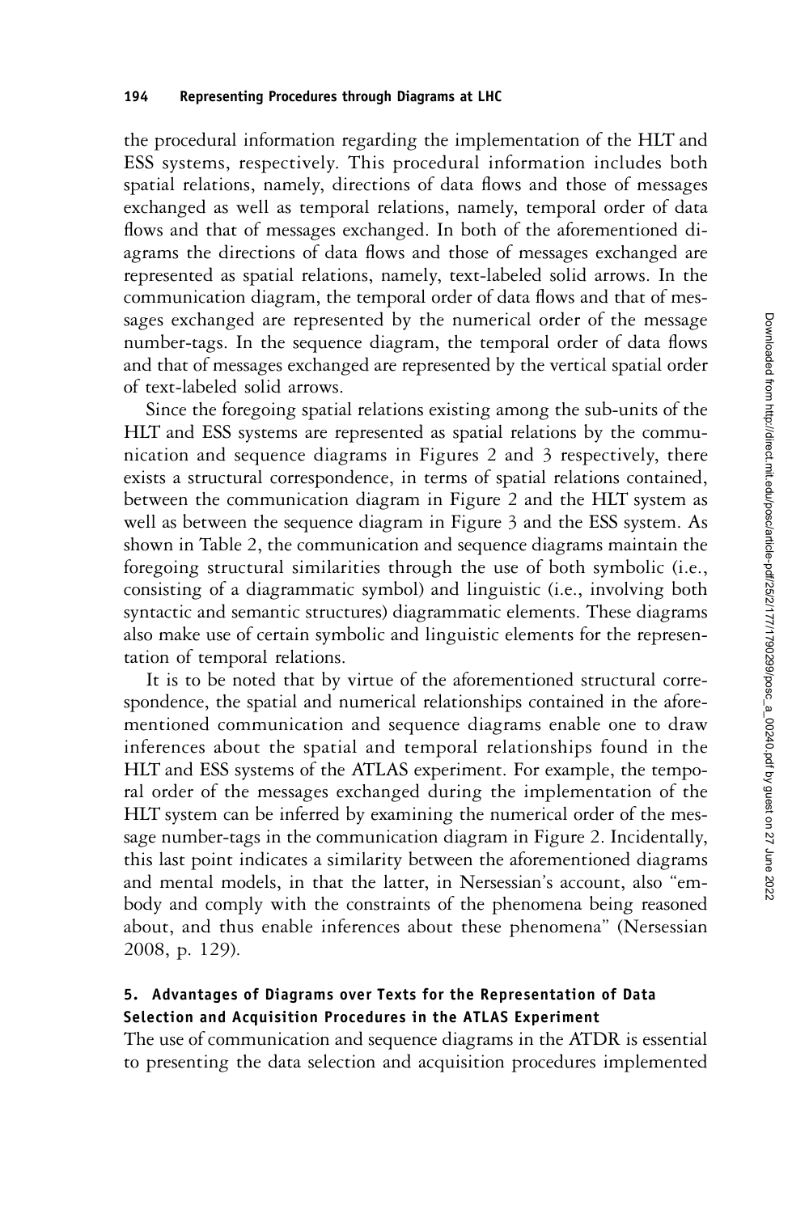the procedural information regarding the implementation of the HLT and ESS systems, respectively. This procedural information includes both spatial relations, namely, directions of data flows and those of messages exchanged as well as temporal relations, namely, temporal order of data flows and that of messages exchanged. In both of the aforementioned diagrams the directions of data flows and those of messages exchanged are represented as spatial relations, namely, text-labeled solid arrows. In the communication diagram, the temporal order of data flows and that of messages exchanged are represented by the numerical order of the message number-tags. In the sequence diagram, the temporal order of data flows and that of messages exchanged are represented by the vertical spatial order of text-labeled solid arrows.

Since the foregoing spatial relations existing among the sub-units of the HLT and ESS systems are represented as spatial relations by the communication and sequence diagrams in Figures 2 and 3 respectively, there exists a structural correspondence, in terms of spatial relations contained, between the communication diagram in Figure 2 and the HLT system as well as between the sequence diagram in Figure 3 and the ESS system. As shown in Table 2, the communication and sequence diagrams maintain the foregoing structural similarities through the use of both symbolic (i.e., consisting of a diagrammatic symbol) and linguistic (i.e., involving both syntactic and semantic structures) diagrammatic elements. These diagrams also make use of certain symbolic and linguistic elements for the representation of temporal relations.

It is to be noted that by virtue of the aforementioned structural correspondence, the spatial and numerical relationships contained in the aforementioned communication and sequence diagrams enable one to draw inferences about the spatial and temporal relationships found in the HLT and ESS systems of the ATLAS experiment. For example, the temporal order of the messages exchanged during the implementation of the HLT system can be inferred by examining the numerical order of the message number-tags in the communication diagram in Figure 2. Incidentally, this last point indicates a similarity between the aforementioned diagrams and mental models, in that the latter, in Nersessian's account, also "embody and comply with the constraints of the phenomena being reasoned about, and thus enable inferences about these phenomena" (Nersessian 2008, p. 129).

## 5. Advantages of Diagrams over Texts for the Representation of Data Selection and Acquisition Procedures in the ATLAS Experiment

The use of communication and sequence diagrams in the ATDR is essential to presenting the data selection and acquisition procedures implemented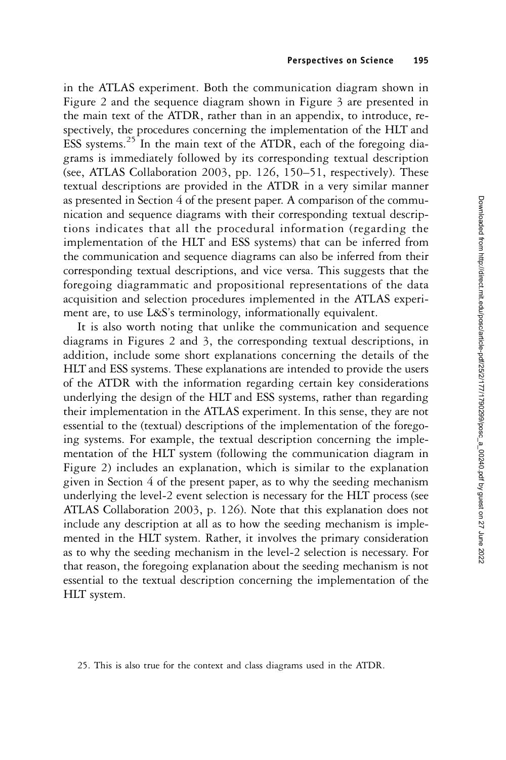in the ATLAS experiment. Both the communication diagram shown in Figure 2 and the sequence diagram shown in Figure 3 are presented in the main text of the ATDR, rather than in an appendix, to introduce, respectively, the procedures concerning the implementation of the HLT and ESS systems.[25] In the main text of the ATDR, each of the foregoing diagrams is immediately followed by its corresponding textual description (see, ATLAS Collaboration 2003, pp. 126, 150–51, respectively). These textual descriptions are provided in the ATDR in a very similar manner as presented in Section 4 of the present paper. A comparison of the communication and sequence diagrams with their corresponding textual descriptions indicates that all the procedural information (regarding the implementation of the HLT and ESS systems) that can be inferred from the communication and sequence diagrams can also be inferred from their corresponding textual descriptions, and vice versa. This suggests that the foregoing diagrammatic and propositional representations of the data acquisition and selection procedures implemented in the ATLAS experiment are, to use L&S's terminology, informationally equivalent.

It is also worth noting that unlike the communication and sequence diagrams in Figures 2 and 3, the corresponding textual descriptions, in addition, include some short explanations concerning the details of the HLT and ESS systems. These explanations are intended to provide the users of the ATDR with the information regarding certain key considerations underlying the design of the HLT and ESS systems, rather than regarding their implementation in the ATLAS experiment. In this sense, they are not essential to the (textual) descriptions of the implementation of the foregoing systems. For example, the textual description concerning the implementation of the HLT system (following the communication diagram in Figure 2) includes an explanation, which is similar to the explanation given in Section 4 of the present paper, as to why the seeding mechanism underlying the level-2 event selection is necessary for the HLT process (see ATLAS Collaboration 2003, p. 126). Note that this explanation does not include any description at all as to how the seeding mechanism is implemented in the HLT system. Rather, it involves the primary consideration as to why the seeding mechanism in the level-2 selection is necessary. For that reason, the foregoing explanation about the seeding mechanism is not essential to the textual description concerning the implementation of the HLT system.

25. This is also true for the context and class diagrams used in the ATDR.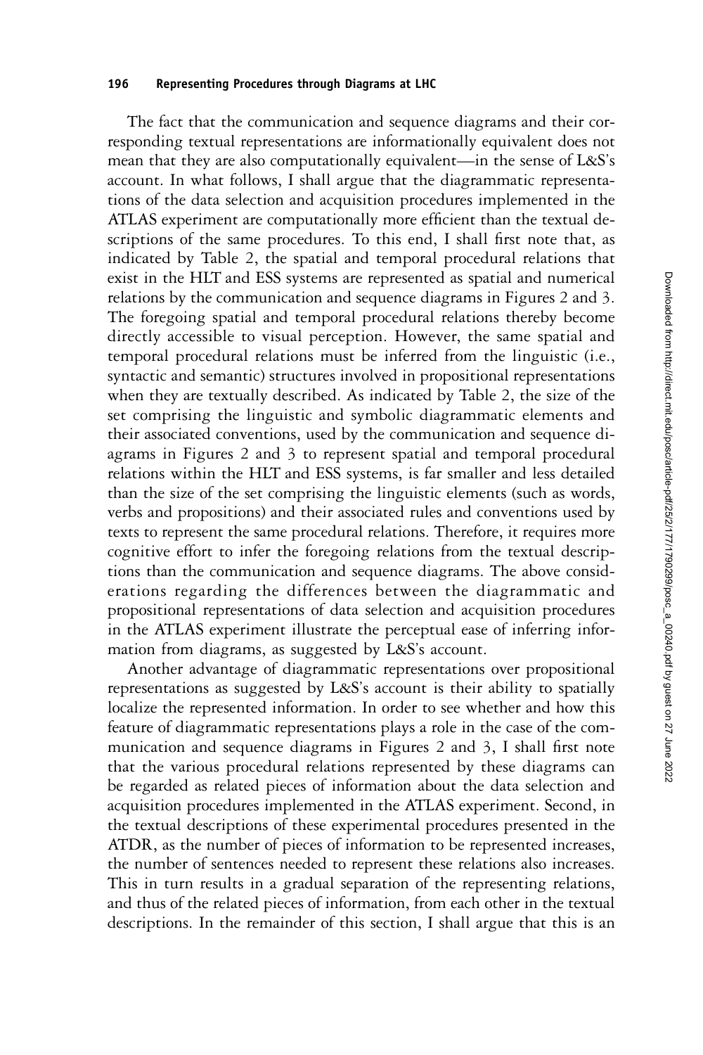The fact that the communication and sequence diagrams and their corresponding textual representations are informationally equivalent does not mean that they are also computationally equivalent—in the sense of L&S's account. In what follows, I shall argue that the diagrammatic representations of the data selection and acquisition procedures implemented in the ATLAS experiment are computationally more efficient than the textual descriptions of the same procedures. To this end, I shall first note that, as indicated by Table 2, the spatial and temporal procedural relations that exist in the HLT and ESS systems are represented as spatial and numerical relations by the communication and sequence diagrams in Figures 2 and 3. The foregoing spatial and temporal procedural relations thereby become directly accessible to visual perception. However, the same spatial and temporal procedural relations must be inferred from the linguistic (i.e., syntactic and semantic) structures involved in propositional representations when they are textually described. As indicated by Table 2, the size of the set comprising the linguistic and symbolic diagrammatic elements and their associated conventions, used by the communication and sequence diagrams in Figures 2 and 3 to represent spatial and temporal procedural relations within the HLT and ESS systems, is far smaller and less detailed than the size of the set comprising the linguistic elements (such as words, verbs and propositions) and their associated rules and conventions used by texts to represent the same procedural relations. Therefore, it requires more cognitive effort to infer the foregoing relations from the textual descriptions than the communication and sequence diagrams. The above considerations regarding the differences between the diagrammatic and propositional representations of data selection and acquisition procedures in the ATLAS experiment illustrate the perceptual ease of inferring information from diagrams, as suggested by L&S's account.

Another advantage of diagrammatic representations over propositional representations as suggested by L&S's account is their ability to spatially localize the represented information. In order to see whether and how this feature of diagrammatic representations plays a role in the case of the communication and sequence diagrams in Figures 2 and 3, I shall first note that the various procedural relations represented by these diagrams can be regarded as related pieces of information about the data selection and acquisition procedures implemented in the ATLAS experiment. Second, in the textual descriptions of these experimental procedures presented in the ATDR, as the number of pieces of information to be represented increases, the number of sentences needed to represent these relations also increases. This in turn results in a gradual separation of the representing relations, and thus of the related pieces of information, from each other in the textual descriptions. In the remainder of this section, I shall argue that this is an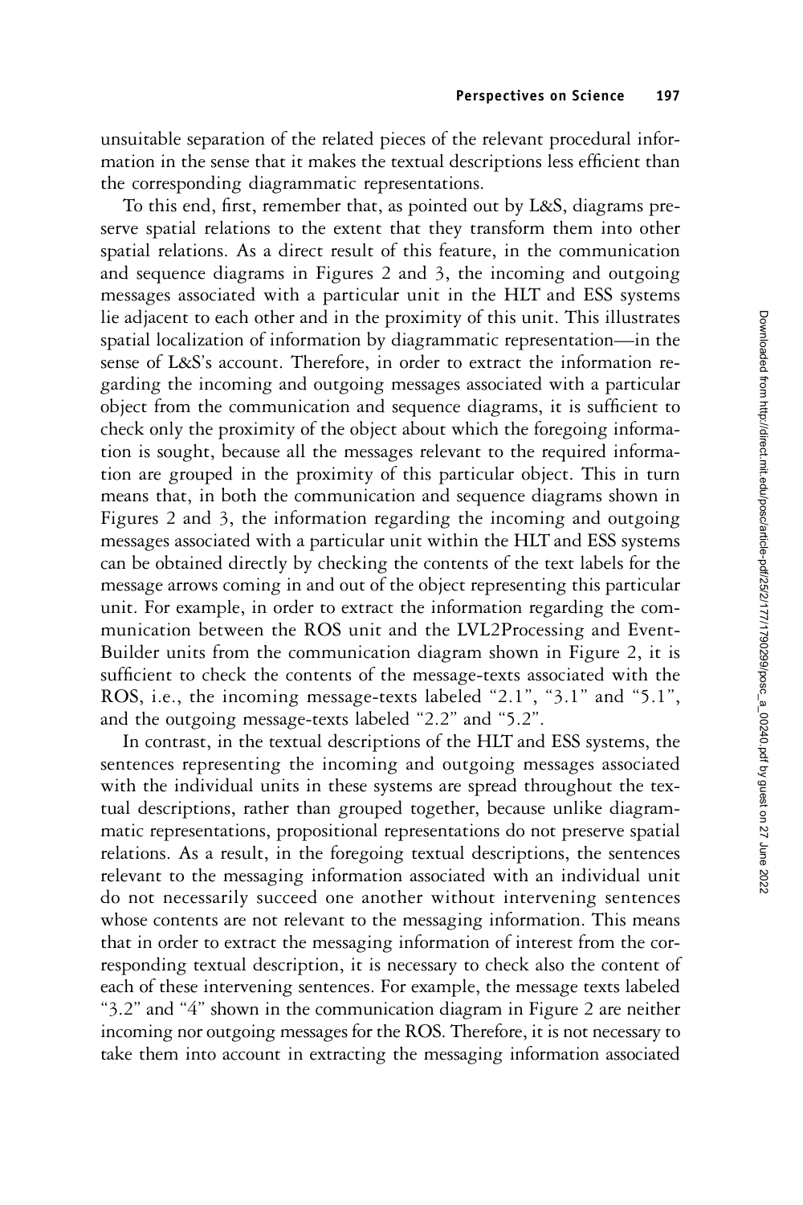unsuitable separation of the related pieces of the relevant procedural information in the sense that it makes the textual descriptions less efficient than the corresponding diagrammatic representations.

To this end, first, remember that, as pointed out by L&S, diagrams preserve spatial relations to the extent that they transform them into other spatial relations. As a direct result of this feature, in the communication and sequence diagrams in Figures 2 and 3, the incoming and outgoing messages associated with a particular unit in the HLT and ESS systems lie adjacent to each other and in the proximity of this unit. This illustrates spatial localization of information by diagrammatic representation—in the sense of L&S's account. Therefore, in order to extract the information regarding the incoming and outgoing messages associated with a particular object from the communication and sequence diagrams, it is sufficient to check only the proximity of the object about which the foregoing information is sought, because all the messages relevant to the required information are grouped in the proximity of this particular object. This in turn means that, in both the communication and sequence diagrams shown in Figures 2 and 3, the information regarding the incoming and outgoing messages associated with a particular unit within the HLT and ESS systems can be obtained directly by checking the contents of the text labels for the message arrows coming in and out of the object representing this particular unit. For example, in order to extract the information regarding the communication between the ROS unit and the LVL2Processing and EventBuilder units from the communication diagram shown in Figure 2, it is sufficient to check the contents of the message-texts associated with the ROS, i.e., the incoming message-texts labeled "2.1", "3.1" and "5.1", and the outgoing message-texts labeled "2.2" and "5.2".

In contrast, in the textual descriptions of the HLT and ESS systems, the sentences representing the incoming and outgoing messages associated with the individual units in these systems are spread throughout the textual descriptions, rather than grouped together, because unlike diagrammatic representations, propositional representations do not preserve spatial relations. As a result, in the foregoing textual descriptions, the sentences relevant to the messaging information associated with an individual unit do not necessarily succeed one another without intervening sentences whose contents are not relevant to the messaging information. This means that in order to extract the messaging information of interest from the corresponding textual description, it is necessary to check also the content of each of these intervening sentences. For example, the message texts labeled "3.2" and "4" shown in the communication diagram in Figure 2 are neither incoming nor outgoing messages for the ROS. Therefore, it is not necessary to take them into account in extracting the messaging information associated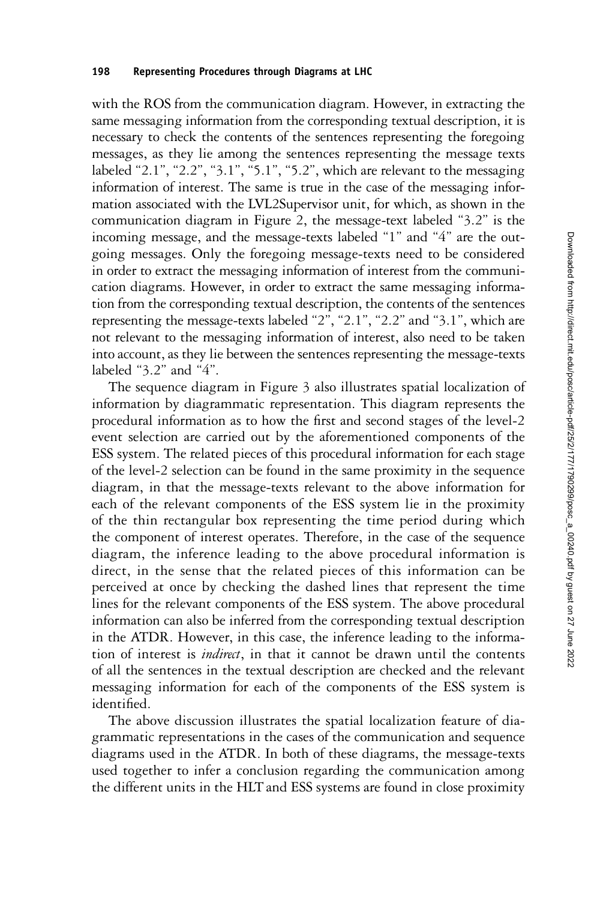with the ROS from the communication diagram. However, in extracting the same messaging information from the corresponding textual description, it is necessary to check the contents of the sentences representing the foregoing messages, as they lie among the sentences representing the message texts labeled "2.1", "2.2", "3.1", "5.1", "5.2", which are relevant to the messaging information of interest. The same is true in the case of the messaging information associated with the LVL2Supervisor unit, for which, as shown in the communication diagram in Figure 2, the message-text labeled "3.2" is the incoming message, and the message-texts labeled "1" and "4" are the outgoing messages. Only the foregoing message-texts need to be considered in order to extract the messaging information of interest from the communication diagrams. However, in order to extract the same messaging information from the corresponding textual description, the contents of the sentences representing the message-texts labeled "2", "2.1", "2.2" and "3.1", which are not relevant to the messaging information of interest, also need to be taken into account, as they lie between the sentences representing the message-texts labeled "3.2" and "4".

The sequence diagram in Figure 3 also illustrates spatial localization of information by diagrammatic representation. This diagram represents the procedural information as to how the first and second stages of the level-2 event selection are carried out by the aforementioned components of the ESS system. The related pieces of this procedural information for each stage of the level-2 selection can be found in the same proximity in the sequence diagram, in that the message-texts relevant to the above information for each of the relevant components of the ESS system lie in the proximity of the thin rectangular box representing the time period during which the component of interest operates. Therefore, in the case of the sequence diagram, the inference leading to the above procedural information is direct, in the sense that the related pieces of this information can be perceived at once by checking the dashed lines that represent the time lines for the relevant components of the ESS system. The above procedural information can also be inferred from the corresponding textual description in the ATDR. However, in this case, the inference leading to the information of interest is *indirect*, in that it cannot be drawn until the contents of all the sentences in the textual description are checked and the relevant messaging information for each of the components of the ESS system is identified.

The above discussion illustrates the spatial localization feature of diagrammatic representations in the cases of the communication and sequence diagrams used in the ATDR. In both of these diagrams, the message-texts used together to infer a conclusion regarding the communication among the different units in the HLT and ESS systems are found in close proximity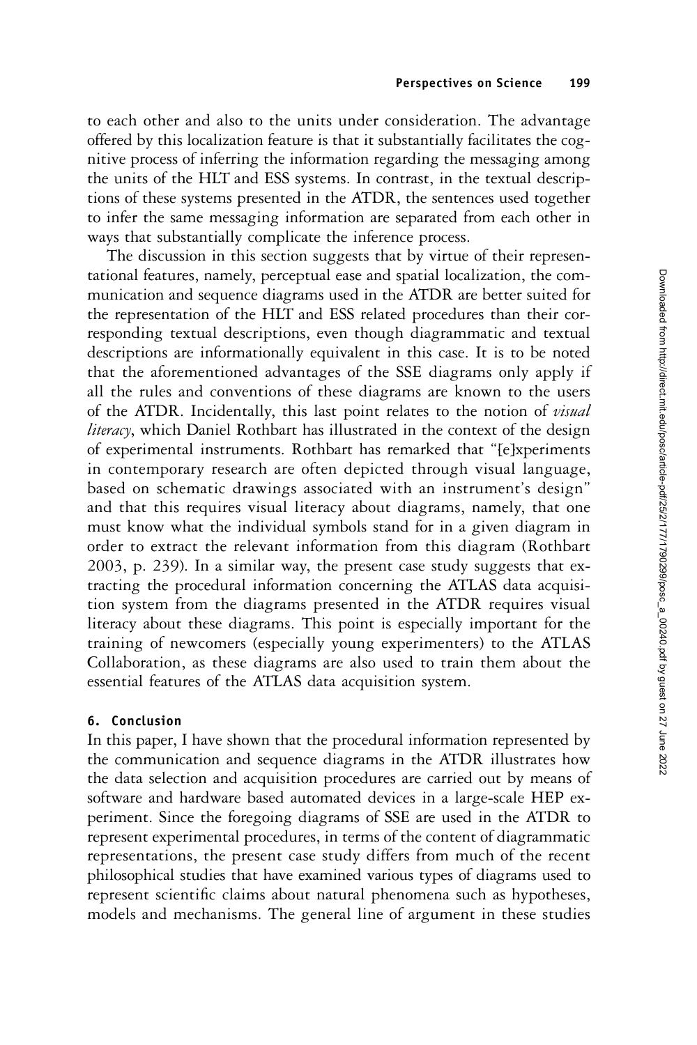to each other and also to the units under consideration. The advantage offered by this localization feature is that it substantially facilitates the cognitive process of inferring the information regarding the messaging among the units of the HLT and ESS systems. In contrast, in the textual descriptions of these systems presented in the ATDR, the sentences used together to infer the same messaging information are separated from each other in ways that substantially complicate the inference process.

The discussion in this section suggests that by virtue of their representational features, namely, perceptual ease and spatial localization, the communication and sequence diagrams used in the ATDR are better suited for the representation of the HLT and ESS related procedures than their corresponding textual descriptions, even though diagrammatic and textual descriptions are informationally equivalent in this case. It is to be noted that the aforementioned advantages of the SSE diagrams only apply if all the rules and conventions of these diagrams are known to the users of the ATDR. Incidentally, this last point relates to the notion of *visual literacy*, which Daniel Rothbart has illustrated in the context of the design of experimental instruments. Rothbart has remarked that "[e]xperiments in contemporary research are often depicted through visual language, based on schematic drawings associated with an instrument's design" and that this requires visual literacy about diagrams, namely, that one must know what the individual symbols stand for in a given diagram in order to extract the relevant information from this diagram (Rothbart 2003, p. 239). In a similar way, the present case study suggests that extracting the procedural information concerning the ATLAS data acquisition system from the diagrams presented in the ATDR requires visual literacy about these diagrams. This point is especially important for the training of newcomers (especially young experimenters) to the ATLAS Collaboration, as these diagrams are also used to train them about the essential features of the ATLAS data acquisition system.

## 6. Conclusion

In this paper, I have shown that the procedural information represented by the communication and sequence diagrams in the ATDR illustrates how the data selection and acquisition procedures are carried out by means of software and hardware based automated devices in a large-scale HEP experiment. Since the foregoing diagrams of SSE are used in the ATDR to represent experimental procedures, in terms of the content of diagrammatic representations, the present case study differs from much of the recent philosophical studies that have examined various types of diagrams used to represent scientific claims about natural phenomena such as hypotheses, models and mechanisms. The general line of argument in these studies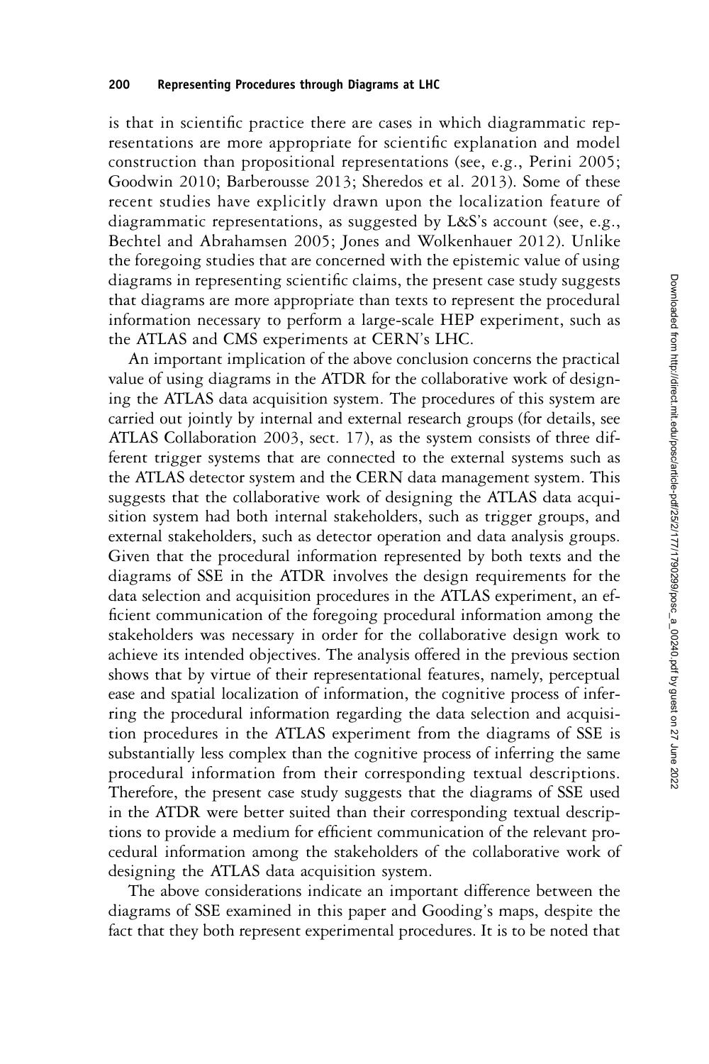is that in scientific practice there are cases in which diagrammatic representations are more appropriate for scientific explanation and model construction than propositional representations (see, e.g., Perini 2005; Goodwin 2010; Barberousse 2013; Sheredos et al. 2013). Some of these recent studies have explicitly drawn upon the localization feature of diagrammatic representations, as suggested by L&S's account (see, e.g., Bechtel and Abrahamsen 2005; Jones and Wolkenhauer 2012). Unlike the foregoing studies that are concerned with the epistemic value of using diagrams in representing scientific claims, the present case study suggests that diagrams are more appropriate than texts to represent the procedural information necessary to perform a large-scale HEP experiment, such as the ATLAS and CMS experiments at CERN's LHC.

An important implication of the above conclusion concerns the practical value of using diagrams in the ATDR for the collaborative work of designing the ATLAS data acquisition system. The procedures of this system are carried out jointly by internal and external research groups (for details, see ATLAS Collaboration 2003, sect. 17), as the system consists of three different trigger systems that are connected to the external systems such as the ATLAS detector system and the CERN data management system. This suggests that the collaborative work of designing the ATLAS data acquisition system had both internal stakeholders, such as trigger groups, and external stakeholders, such as detector operation and data analysis groups. Given that the procedural information represented by both texts and the diagrams of SSE in the ATDR involves the design requirements for the data selection and acquisition procedures in the ATLAS experiment, an efficient communication of the foregoing procedural information among the stakeholders was necessary in order for the collaborative design work to achieve its intended objectives. The analysis offered in the previous section shows that by virtue of their representational features, namely, perceptual ease and spatial localization of information, the cognitive process of inferring the procedural information regarding the data selection and acquisition procedures in the ATLAS experiment from the diagrams of SSE is substantially less complex than the cognitive process of inferring the same procedural information from their corresponding textual descriptions. Therefore, the present case study suggests that the diagrams of SSE used in the ATDR were better suited than their corresponding textual descriptions to provide a medium for efficient communication of the relevant procedural information among the stakeholders of the collaborative work of designing the ATLAS data acquisition system.

The above considerations indicate an important difference between the diagrams of SSE examined in this paper and Gooding's maps, despite the fact that they both represent experimental procedures. It is to be noted that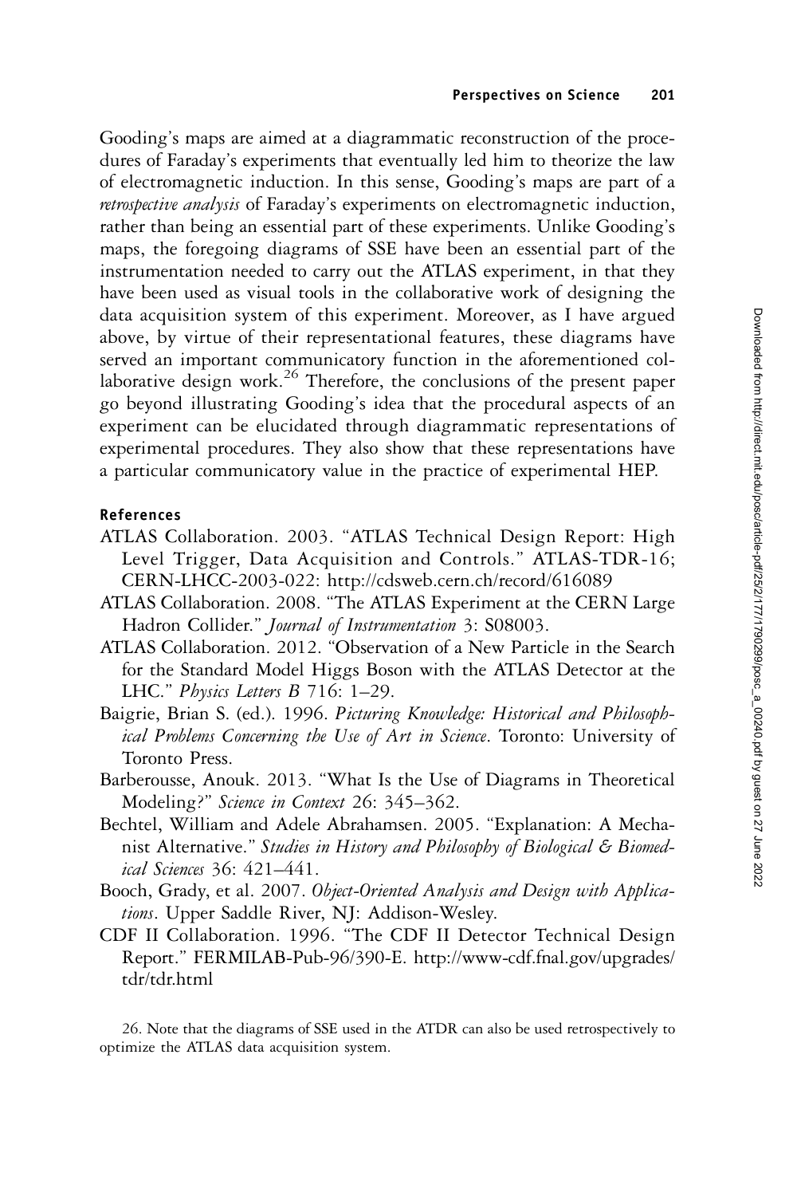Gooding's maps are aimed at a diagrammatic reconstruction of the procedures of Faraday's experiments that eventually led him to theorize the law of electromagnetic induction. In this sense, Gooding's maps are part of a *retrospective analysis* of Faraday's experiments on electromagnetic induction, rather than being an essential part of these experiments. Unlike Gooding's maps, the foregoing diagrams of SSE have been an essential part of the instrumentation needed to carry out the ATLAS experiment, in that they have been used as visual tools in the collaborative work of designing the data acquisition system of this experiment. Moreover, as I have argued above, by virtue of their representational features, these diagrams have served an important communicatory function in the aforementioned collaborative design work.[26] Therefore, the conclusions of the present paper go beyond illustrating Gooding's idea that the procedural aspects of an experiment can be elucidated through diagrammatic representations of experimental procedures. They also show that these representations have a particular communicatory value in the practice of experimental HEP.

## References

ATLAS Collaboration. 2003. "ATLAS Technical Design Report: High Level Trigger, Data Acquisition and Controls." ATLAS-TDR-16; CERN-LHCC-2003-022: http://cdsweb.cern.ch/record/616089

ATLAS Collaboration. 2008. "The ATLAS Experiment at the CERN Large Hadron Collider." *Journal of Instrumentation* 3: S08003.

ATLAS Collaboration. 2012. "Observation of a New Particle in the Search for the Standard Model Higgs Boson with the ATLAS Detector at the LHC." *Physics Letters B* 716: 1–29.

Baigrie, Brian S. (ed.). 1996. *Picturing Knowledge: Historical and Philosophical Problems Concerning the Use of Art in Science*. Toronto: University of Toronto Press.

Barberousse, Anouk. 2013. "What Is the Use of Diagrams in Theoretical Modeling?" *Science in Context* 26: 345–362.

Bechtel, William and Adele Abrahamsen. 2005. "Explanation: A Mechanist Alternative." *Studies in History and Philosophy of Biological & Biomedical Sciences* 36: 421–441.

Booch, Grady, et al. 2007. *Object-Oriented Analysis and Design with Applications*. Upper Saddle River, NJ: Addison-Wesley.

CDF II Collaboration. 1996. "The CDF II Detector Technical Design Report." FERMILAB-Pub-96/390-E. http://www-cdf.fnal.gov/upgrades/tdr/tdr.html

26. Note that the diagrams of SSE used in the ATDR can also be used retrospectively to optimize the ATLAS data acquisition system.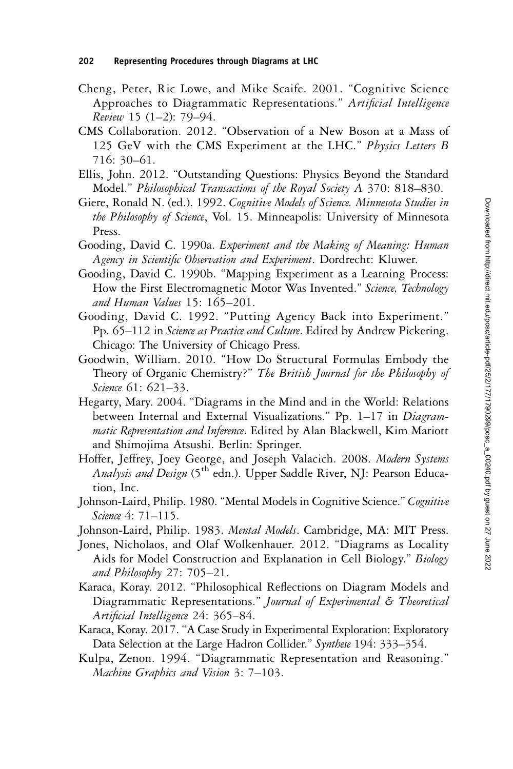Cheng, Peter, Ric Lowe, and Mike Scaife. 2001. "Cognitive Science Approaches to Diagrammatic Representations." *Artificial Intelligence Review* 15 (1–2): 79–94.

CMS Collaboration. 2012. "Observation of a New Boson at a Mass of 125 GeV with the CMS Experiment at the LHC." *Physics Letters B* 716: 30–61.

Ellis, John. 2012. "Outstanding Questions: Physics Beyond the Standard Model." *Philosophical Transactions of the Royal Society A* 370: 818–830.

Giere, Ronald N. (ed.). 1992. *Cognitive Models of Science. Minnesota Studies in the Philosophy of Science*, Vol. 15. Minneapolis: University of Minnesota Press.

Gooding, David C. 1990a. *Experiment and the Making of Meaning: Human Agency in Scientific Observation and Experiment*. Dordrecht: Kluwer.

Gooding, David C. 1990b. "Mapping Experiment as a Learning Process: How the First Electromagnetic Motor Was Invented." *Science, Technology and Human Values* 15: 165–201.

Gooding, David C. 1992. "Putting Agency Back into Experiment." Pp. 65–112 in *Science as Practice and Culture*. Edited by Andrew Pickering. Chicago: The University of Chicago Press.

Goodwin, William. 2010. "How Do Structural Formulas Embody the Theory of Organic Chemistry?" *The British Journal for the Philosophy of Science* 61: 621–33.

Hegarty, Mary. 2004. "Diagrams in the Mind and in the World: Relations between Internal and External Visualizations." Pp. 1–17 in *Diagrammatic Representation and Inference*. Edited by Alan Blackwell, Kim Mariott and Shimojima Atsushi. Berlin: Springer.

Hoffer, Jeffrey, Joey George, and Joseph Valacich. 2008. *Modern Systems Analysis and Design* (5th edn.). Upper Saddle River, NJ: Pearson Education, Inc.

Johnson-Laird, Philip. 1980. "Mental Models in Cognitive Science." *Cognitive Science* 4: 71–115.

Johnson-Laird, Philip. 1983. *Mental Models*. Cambridge, MA: MIT Press.

Jones, Nicholaos, and Olaf Wolkenhauer. 2012. "Diagrams as Locality Aids for Model Construction and Explanation in Cell Biology." *Biology and Philosophy* 27: 705–21.

Karaca, Koray. 2012. "Philosophical Reflections on Diagram Models and Diagrammatic Representations." *Journal of Experimental & Theoretical Artificial Intelligence* 24: 365–84.

Karaca, Koray. 2017. "A Case Study in Experimental Exploration: Exploratory Data Selection at the Large Hadron Collider." *Synthese* 194: 333–354.

Kulpa, Zenon. 1994. "Diagrammatic Representation and Reasoning." *Machine Graphics and Vision* 3: 7–103.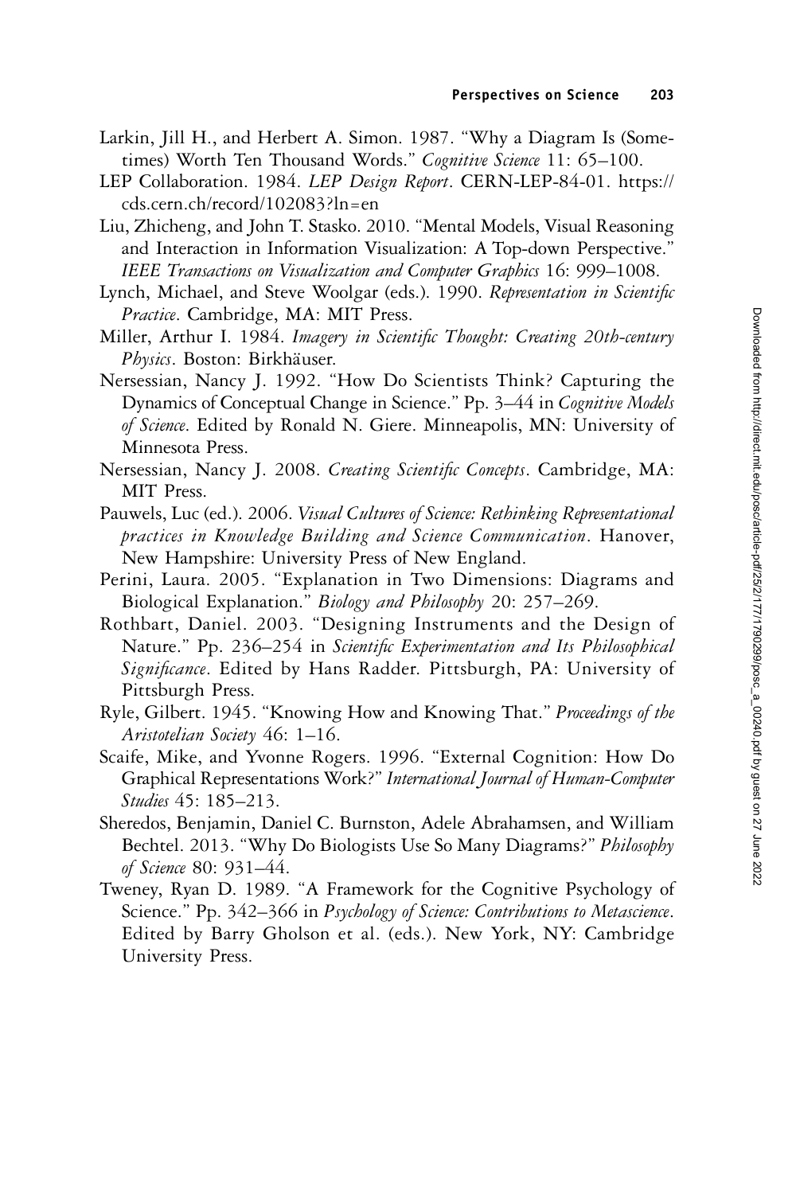Larkin, Jill H., and Herbert A. Simon. 1987. "Why a Diagram Is (Sometimes) Worth Ten Thousand Words." *Cognitive Science* 11: 65–100.

LEP Collaboration. 1984. *LEP Design Report*. CERN-LEP-84-01. https://cds.cern.ch/record/102083?ln=en

Liu, Zhicheng, and John T. Stasko. 2010. "Mental Models, Visual Reasoning and Interaction in Information Visualization: A Top-down Perspective." *IEEE Transactions on Visualization and Computer Graphics* 16: 999–1008.

Lynch, Michael, and Steve Woolgar (eds.). 1990. *Representation in Scientific Practice*. Cambridge, MA: MIT Press.

Miller, Arthur I. 1984. *Imagery in Scientific Thought: Creating 20th-century Physics*. Boston: Birkhäuser.

Nersessian, Nancy J. 1992. "How Do Scientists Think? Capturing the Dynamics of Conceptual Change in Science." Pp. 3–44 in *Cognitive Models of Science*. Edited by Ronald N. Giere. Minneapolis, MN: University of Minnesota Press.

Nersessian, Nancy J. 2008. *Creating Scientific Concepts*. Cambridge, MA: MIT Press.

Pauwels, Luc (ed.). 2006. *Visual Cultures of Science: Rethinking Representational practices in Knowledge Building and Science Communication*. Hanover, New Hampshire: University Press of New England.

Perini, Laura. 2005. "Explanation in Two Dimensions: Diagrams and Biological Explanation." *Biology and Philosophy* 20: 257–269.

Rothbart, Daniel. 2003. "Designing Instruments and the Design of Nature." Pp. 236–254 in *Scientific Experimentation and Its Philosophical Significance*. Edited by Hans Radder. Pittsburgh, PA: University of Pittsburgh Press.

Ryle, Gilbert. 1945. "Knowing How and Knowing That." *Proceedings of the Aristotelian Society* 46: 1–16.

Scaife, Mike, and Yvonne Rogers. 1996. "External Cognition: How Do Graphical Representations Work?" *International Journal of Human-Computer Studies* 45: 185–213.

Sheredos, Benjamin, Daniel C. Burnston, Adele Abrahamsen, and William Bechtel. 2013. "Why Do Biologists Use So Many Diagrams?" *Philosophy of Science* 80: 931–44.

Tweney, Ryan D. 1989. "A Framework for the Cognitive Psychology of Science." Pp. 342–366 in *Psychology of Science: Contributions to Metascience*. Edited by Barry Gholson et al. (eds.). New York, NY: Cambridge University Press.